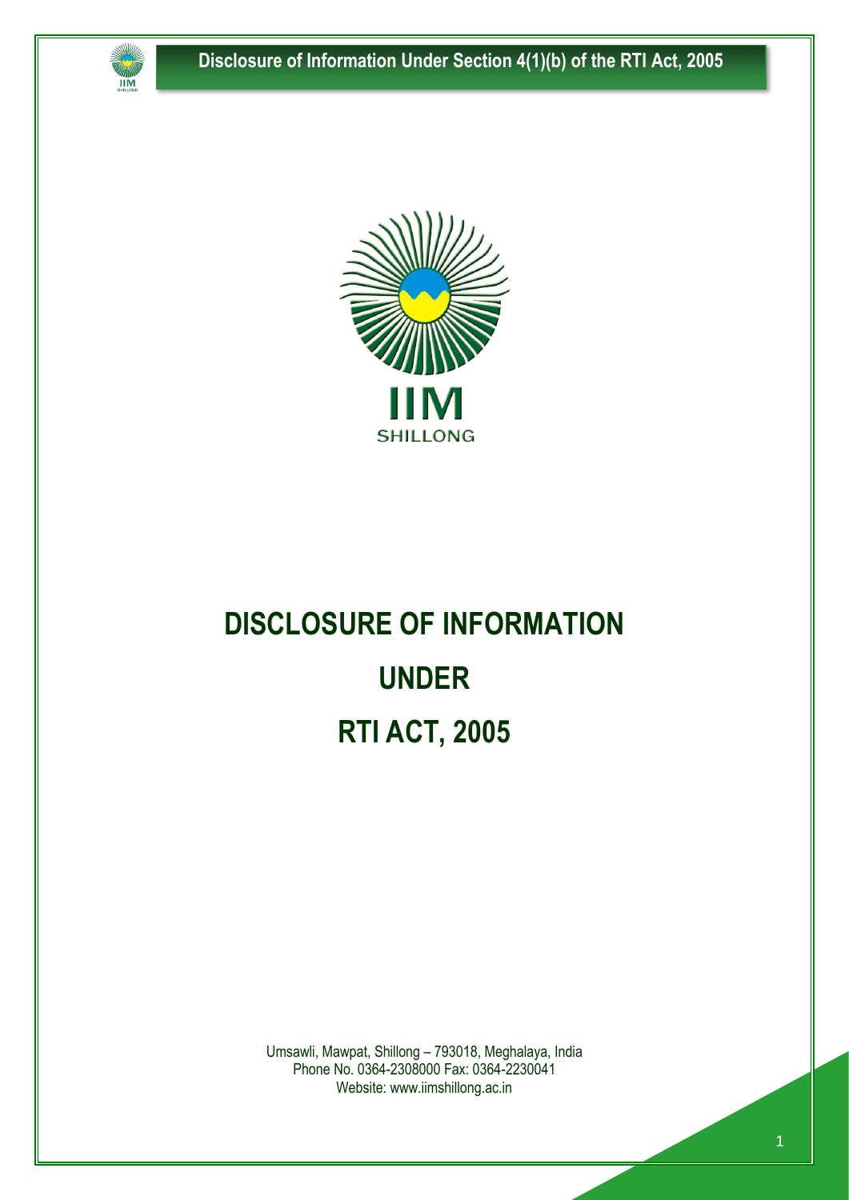IIM SHILLONG

# DISCLOSURE OF INFORMATION

# UNDER

# RTI ACT, 2005

Umsawli, Mawpat, Shillong – 793018, Meghalaya, India
Phone No. 0364-2308000 Fax: 0364-2230041
Website: www.iimshillong.ac.in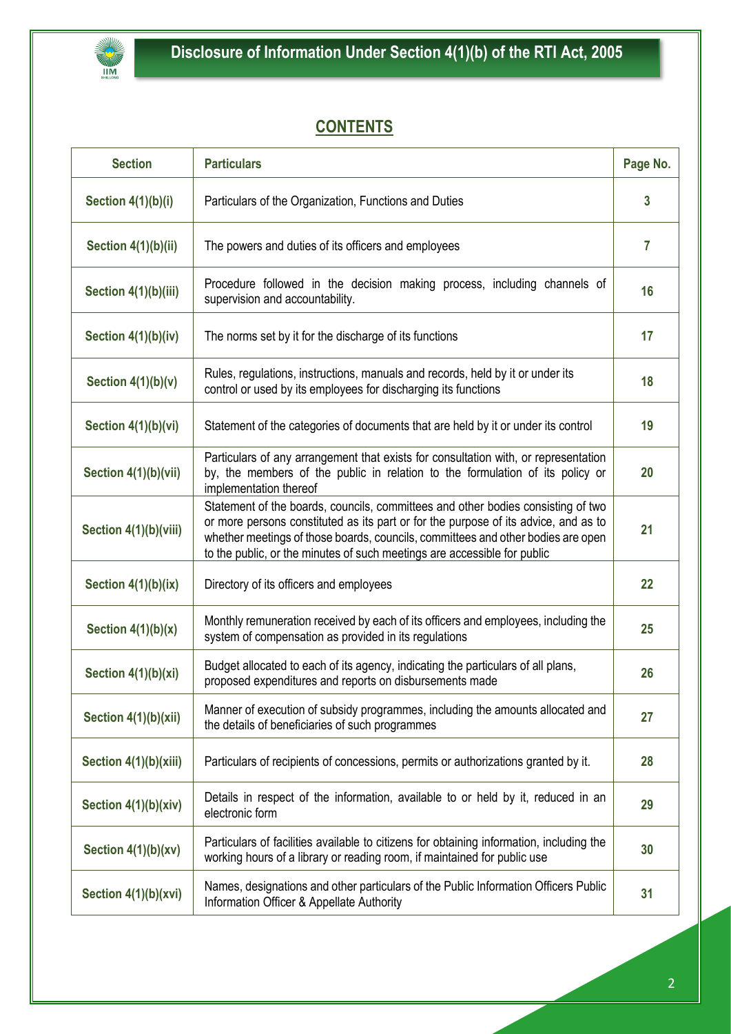## CONTENTS

| Section | Particulars | Page No. |
|---|---|---|
| Section 4(1)(b)(i) | Particulars of the Organization, Functions and Duties | 3 |
| Section 4(1)(b)(ii) | The powers and duties of its officers and employees | 7 |
| Section 4(1)(b)(iii) | Procedure followed in the decision making process, including channels of supervision and accountability. | 16 |
| Section 4(1)(b)(iv) | The norms set by it for the discharge of its functions | 17 |
| Section 4(1)(b)(v) | Rules, regulations, instructions, manuals and records, held by it or under its control or used by its employees for discharging its functions | 18 |
| Section 4(1)(b)(vi) | Statement of the categories of documents that are held by it or under its control | 19 |
| Section 4(1)(b)(vii) | Particulars of any arrangement that exists for consultation with, or representation by, the members of the public in relation to the formulation of its policy or implementation thereof | 20 |
| Section 4(1)(b)(viii) | Statement of the boards, councils, committees and other bodies consisting of two or more persons constituted as its part or for the purpose of its advice, and as to whether meetings of those boards, councils, committees and other bodies are open to the public, or the minutes of such meetings are accessible for public | 21 |
| Section 4(1)(b)(ix) | Directory of its officers and employees | 22 |
| Section 4(1)(b)(x) | Monthly remuneration received by each of its officers and employees, including the system of compensation as provided in its regulations | 25 |
| Section 4(1)(b)(xi) | Budget allocated to each of its agency, indicating the particulars of all plans, proposed expenditures and reports on disbursements made | 26 |
| Section 4(1)(b)(xii) | Manner of execution of subsidy programmes, including the amounts allocated and the details of beneficiaries of such programmes | 27 |
| Section 4(1)(b)(xiii) | Particulars of recipients of concessions, permits or authorizations granted by it. | 28 |
| Section 4(1)(b)(xiv) | Details in respect of the information, available to or held by it, reduced in an electronic form | 29 |
| Section 4(1)(b)(xv) | Particulars of facilities available to citizens for obtaining information, including the working hours of a library or reading room, if maintained for public use | 30 |
| Section 4(1)(b)(xvi) | Names, designations and other particulars of the Public Information Officers Public Information Officer & Appellate Authority | 31 |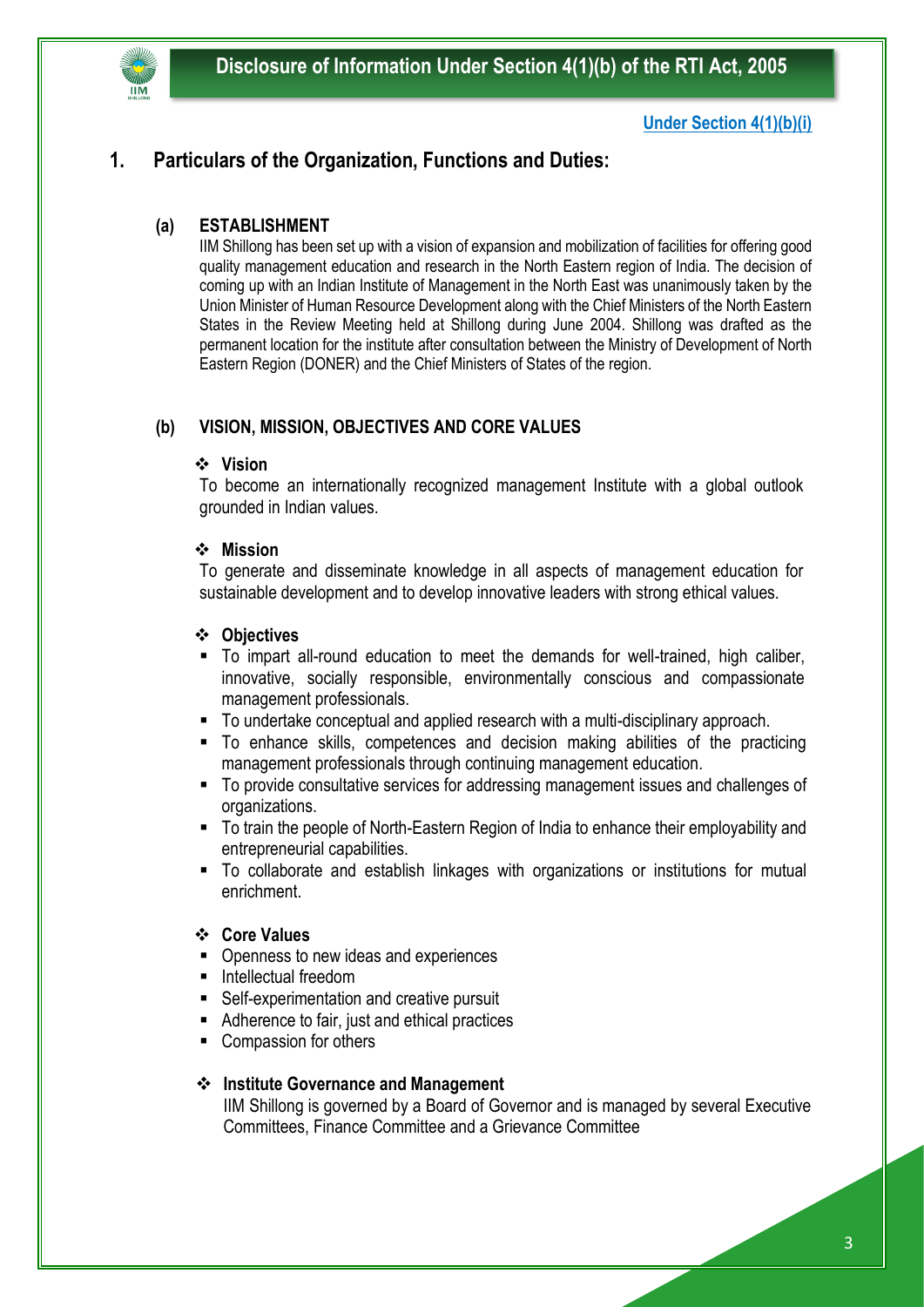# Disclosure of Information Under Section 4(1)(b) of the RTI Act, 2005

**Under Section 4(1)(b)(i)**

## 1. Particulars of the Organization, Functions and Duties:

### (a) ESTABLISHMENT

IIM Shillong has been set up with a vision of expansion and mobilization of facilities for offering good quality management education and research in the North Eastern region of India. The decision of coming up with an Indian Institute of Management in the North East was unanimously taken by the Union Minister of Human Resource Development along with the Chief Ministers of the North Eastern States in the Review Meeting held at Shillong during June 2004. Shillong was drafted as the permanent location for the institute after consultation between the Ministry of Development of North Eastern Region (DONER) and the Chief Ministers of States of the region.

### (b) VISION, MISSION, OBJECTIVES AND CORE VALUES

❖ **Vision**

To become an internationally recognized management Institute with a global outlook grounded in Indian values.

❖ **Mission**

To generate and disseminate knowledge in all aspects of management education for sustainable development and to develop innovative leaders with strong ethical values.

❖ **Objectives**

- To impart all-round education to meet the demands for well-trained, high caliber, innovative, socially responsible, environmentally conscious and compassionate management professionals.
- To undertake conceptual and applied research with a multi-disciplinary approach.
- To enhance skills, competences and decision making abilities of the practicing management professionals through continuing management education.
- To provide consultative services for addressing management issues and challenges of organizations.
- To train the people of North-Eastern Region of India to enhance their employability and entrepreneurial capabilities.
- To collaborate and establish linkages with organizations or institutions for mutual enrichment.

❖ **Core Values**

- Openness to new ideas and experiences
- Intellectual freedom
- Self-experimentation and creative pursuit
- Adherence to fair, just and ethical practices
- Compassion for others

❖ **Institute Governance and Management**

IIM Shillong is governed by a Board of Governor and is managed by several Executive Committees, Finance Committee and a Grievance Committee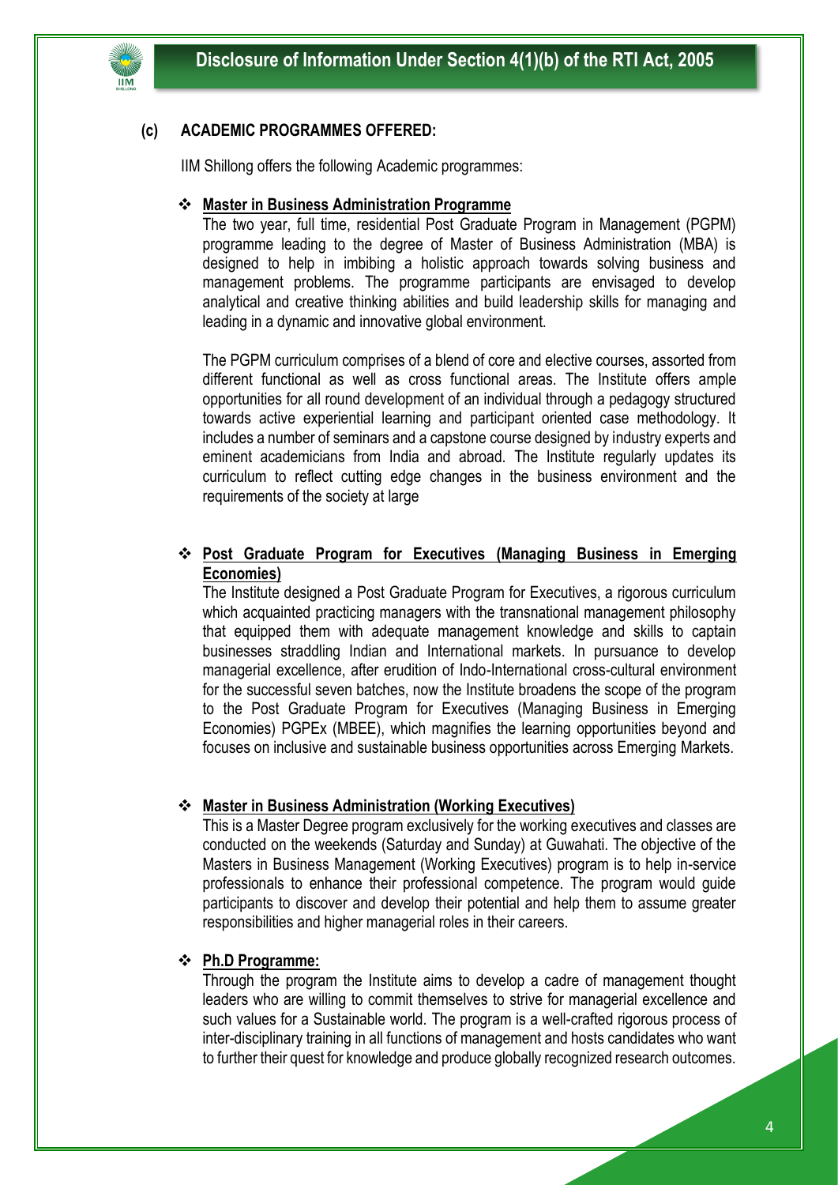**(c) ACADEMIC PROGRAMMES OFFERED:**

IIM Shillong offers the following Academic programmes:

- **Master in Business Administration Programme**

  The two year, full time, residential Post Graduate Program in Management (PGPM) programme leading to the degree of Master of Business Administration (MBA) is designed to help in imbibing a holistic approach towards solving business and management problems. The programme participants are envisaged to develop analytical and creative thinking abilities and build leadership skills for managing and leading in a dynamic and innovative global environment.

  The PGPM curriculum comprises of a blend of core and elective courses, assorted from different functional as well as cross functional areas. The Institute offers ample opportunities for all round development of an individual through a pedagogy structured towards active experiential learning and participant oriented case methodology. It includes a number of seminars and a capstone course designed by industry experts and eminent academicians from India and abroad. The Institute regularly updates its curriculum to reflect cutting edge changes in the business environment and the requirements of the society at large

- **Post Graduate Program for Executives (Managing Business in Emerging Economies)**

  The Institute designed a Post Graduate Program for Executives, a rigorous curriculum which acquainted practicing managers with the transnational management philosophy that equipped them with adequate management knowledge and skills to captain businesses straddling Indian and International markets. In pursuance to develop managerial excellence, after erudition of Indo-International cross-cultural environment for the successful seven batches, now the Institute broadens the scope of the program to the Post Graduate Program for Executives (Managing Business in Emerging Economies) PGPEx (MBEE), which magnifies the learning opportunities beyond and focuses on inclusive and sustainable business opportunities across Emerging Markets.

- **Master in Business Administration (Working Executives)**

  This is a Master Degree program exclusively for the working executives and classes are conducted on the weekends (Saturday and Sunday) at Guwahati. The objective of the Masters in Business Management (Working Executives) program is to help in-service professionals to enhance their professional competence. The program would guide participants to discover and develop their potential and help them to assume greater responsibilities and higher managerial roles in their careers.

- **Ph.D Programme:**

  Through the program the Institute aims to develop a cadre of management thought leaders who are willing to commit themselves to strive for managerial excellence and such values for a Sustainable world. The program is a well-crafted rigorous process of inter-disciplinary training in all functions of management and hosts candidates who want to further their quest for knowledge and produce globally recognized research outcomes.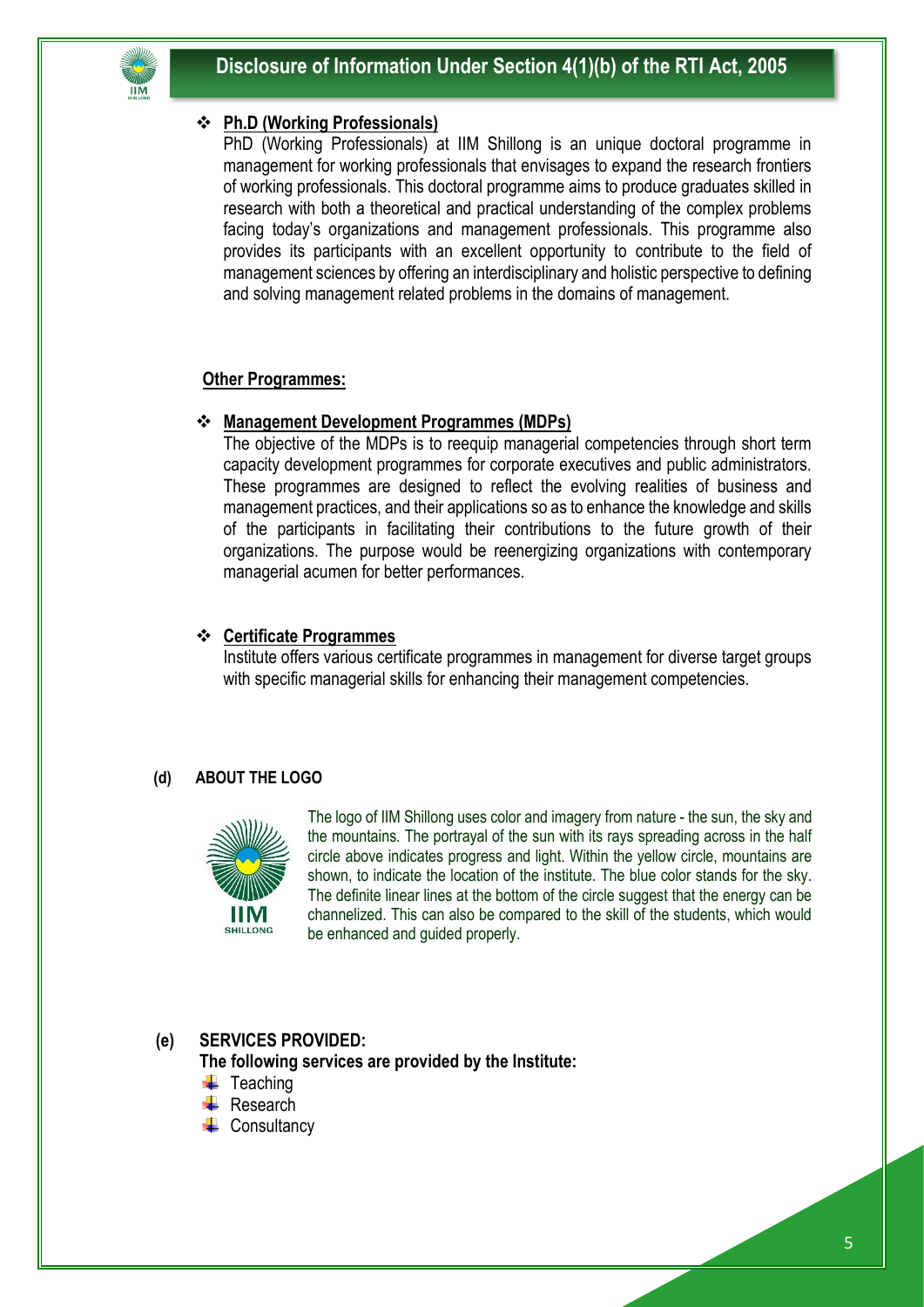- **Ph.D (Working Professionals)**

  PhD (Working Professionals) at IIM Shillong is an unique doctoral programme in management for working professionals that envisages to expand the research frontiers of working professionals. This doctoral programme aims to produce graduates skilled in research with both a theoretical and practical understanding of the complex problems facing today's organizations and management professionals. This programme also provides its participants with an excellent opportunity to contribute to the field of management sciences by offering an interdisciplinary and holistic perspective to defining and solving management related problems in the domains of management.

**Other Programmes:**

- **Management Development Programmes (MDPs)**

  The objective of the MDPs is to reequip managerial competencies through short term capacity development programmes for corporate executives and public administrators. These programmes are designed to reflect the evolving realities of business and management practices, and their applications so as to enhance the knowledge and skills of the participants in facilitating their contributions to the future growth of their organizations. The purpose would be reenergizing organizations with contemporary managerial acumen for better performances.

- **Certificate Programmes**

  Institute offers various certificate programmes in management for diverse target groups with specific managerial skills for enhancing their management competencies.

**(d) ABOUT THE LOGO**

The logo of IIM Shillong uses color and imagery from nature - the sun, the sky and the mountains. The portrayal of the sun with its rays spreading across in the half circle above indicates progress and light. Within the yellow circle, mountains are shown, to indicate the location of the institute. The blue color stands for the sky. The definite linear lines at the bottom of the circle suggest that the energy can be channelized. This can also be compared to the skill of the students, which would be enhanced and guided properly.

**(e) SERVICES PROVIDED:**

**The following services are provided by the Institute:**

- Teaching
- Research
- Consultancy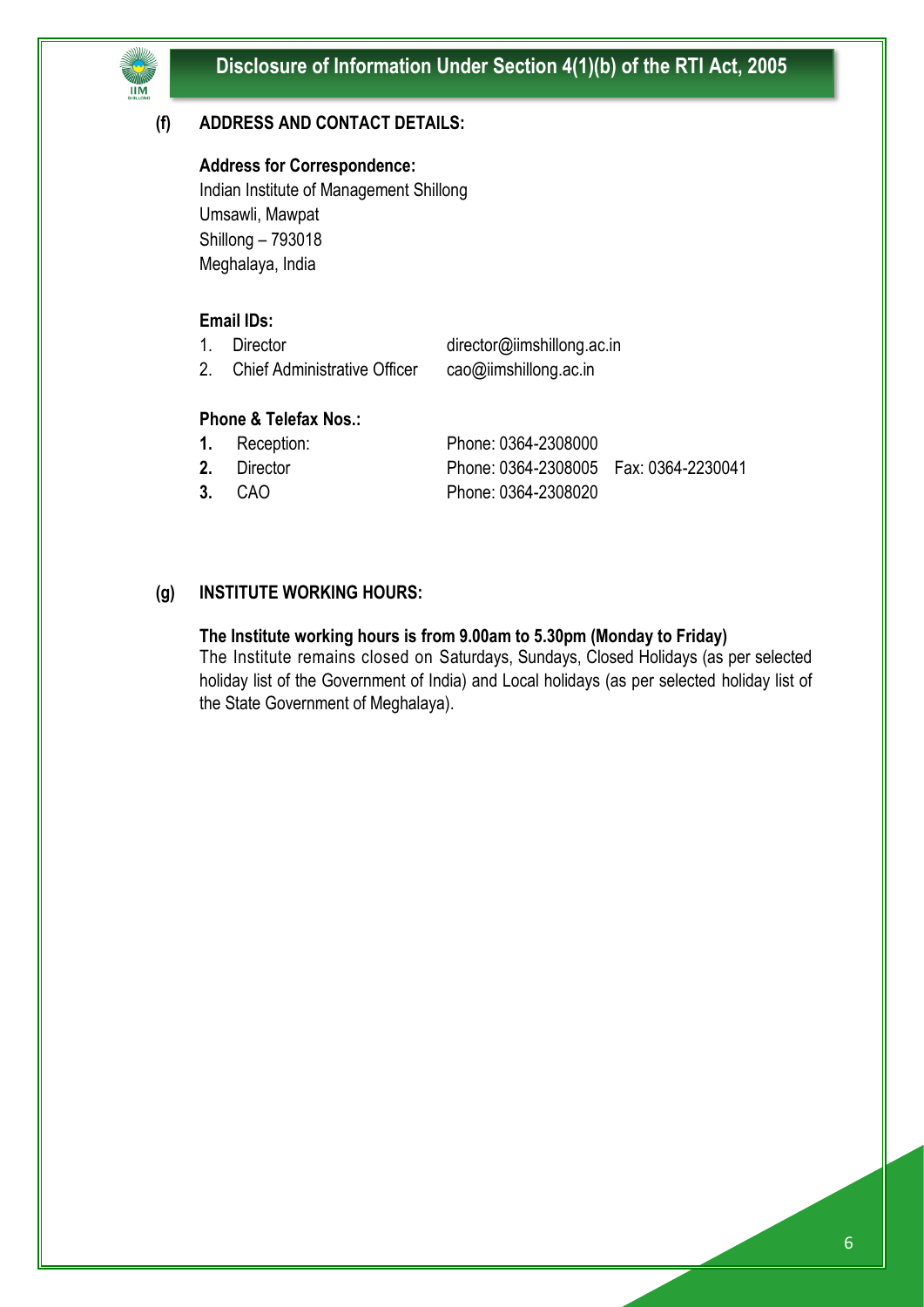**(f) ADDRESS AND CONTACT DETAILS:**

**Address for Correspondence:**

Indian Institute of Management Shillong
Umsawli, Mawpat
Shillong – 793018
Meghalaya, India

**Email IDs:**

| | | |
|---|---|---|
| 1. | Director | director@iimshillong.ac.in |
| 2. | Chief Administrative Officer | cao@iimshillong.ac.in |

**Phone & Telefax Nos.:**

| | | | |
|---|---|---|---|
| **1.** | Reception: | Phone: 0364-2308000 | |
| **2.** | Director | Phone: 0364-2308005 | Fax: 0364-2230041 |
| **3.** | CAO | Phone: 0364-2308020 | |

**(g) INSTITUTE WORKING HOURS:**

**The Institute working hours is from 9.00am to 5.30pm (Monday to Friday)**

The Institute remains closed on Saturdays, Sundays, Closed Holidays (as per selected holiday list of the Government of India) and Local holidays (as per selected holiday list of the State Government of Meghalaya).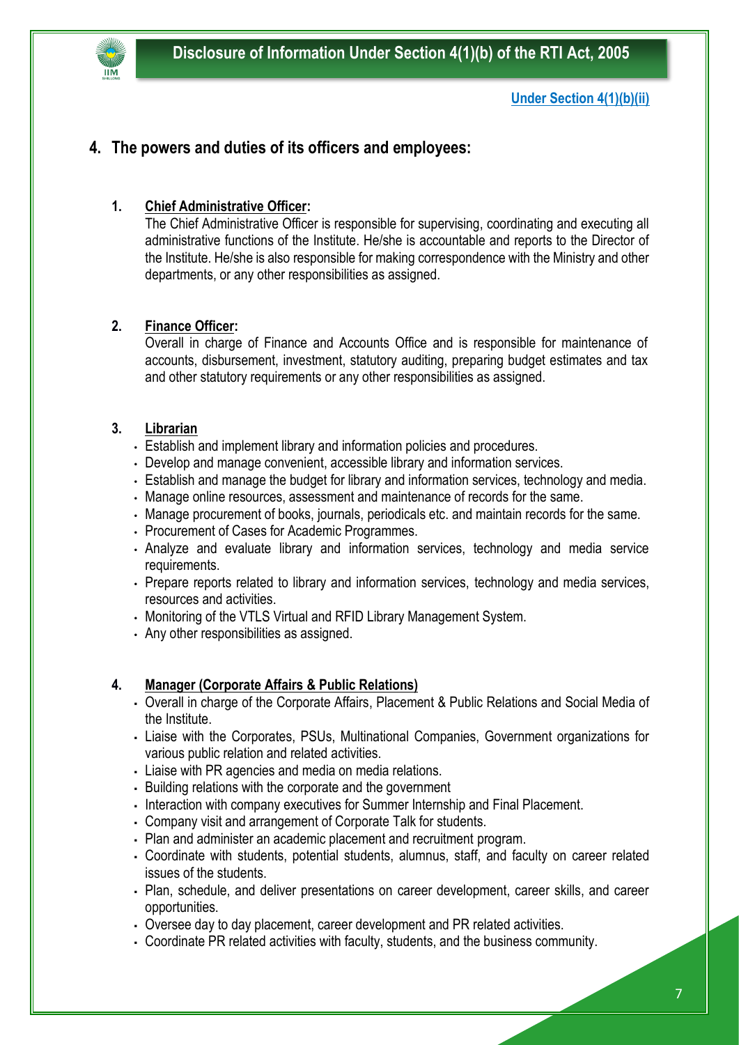Under Section 4(1)(b)(ii)

## 4. The powers and duties of its officers and employees:

### 1. Chief Administrative Officer:

The Chief Administrative Officer is responsible for supervising, coordinating and executing all administrative functions of the Institute. He/she is accountable and reports to the Director of the Institute. He/she is also responsible for making correspondence with the Ministry and other departments, or any other responsibilities as assigned.

### 2. Finance Officer:

Overall in charge of Finance and Accounts Office and is responsible for maintenance of accounts, disbursement, investment, statutory auditing, preparing budget estimates and tax and other statutory requirements or any other responsibilities as assigned.

### 3. Librarian

- Establish and implement library and information policies and procedures.
- Develop and manage convenient, accessible library and information services.
- Establish and manage the budget for library and information services, technology and media.
- Manage online resources, assessment and maintenance of records for the same.
- Manage procurement of books, journals, periodicals etc. and maintain records for the same.
- Procurement of Cases for Academic Programmes.
- Analyze and evaluate library and information services, technology and media service requirements.
- Prepare reports related to library and information services, technology and media services, resources and activities.
- Monitoring of the VTLS Virtual and RFID Library Management System.
- Any other responsibilities as assigned.

### 4. Manager (Corporate Affairs & Public Relations)

- Overall in charge of the Corporate Affairs, Placement & Public Relations and Social Media of the Institute.
- Liaise with the Corporates, PSUs, Multinational Companies, Government organizations for various public relation and related activities.
- Liaise with PR agencies and media on media relations.
- Building relations with the corporate and the government
- Interaction with company executives for Summer Internship and Final Placement.
- Company visit and arrangement of Corporate Talk for students.
- Plan and administer an academic placement and recruitment program.
- Coordinate with students, potential students, alumnus, staff, and faculty on career related issues of the students.
- Plan, schedule, and deliver presentations on career development, career skills, and career opportunities.
- Oversee day to day placement, career development and PR related activities.
- Coordinate PR related activities with faculty, students, and the business community.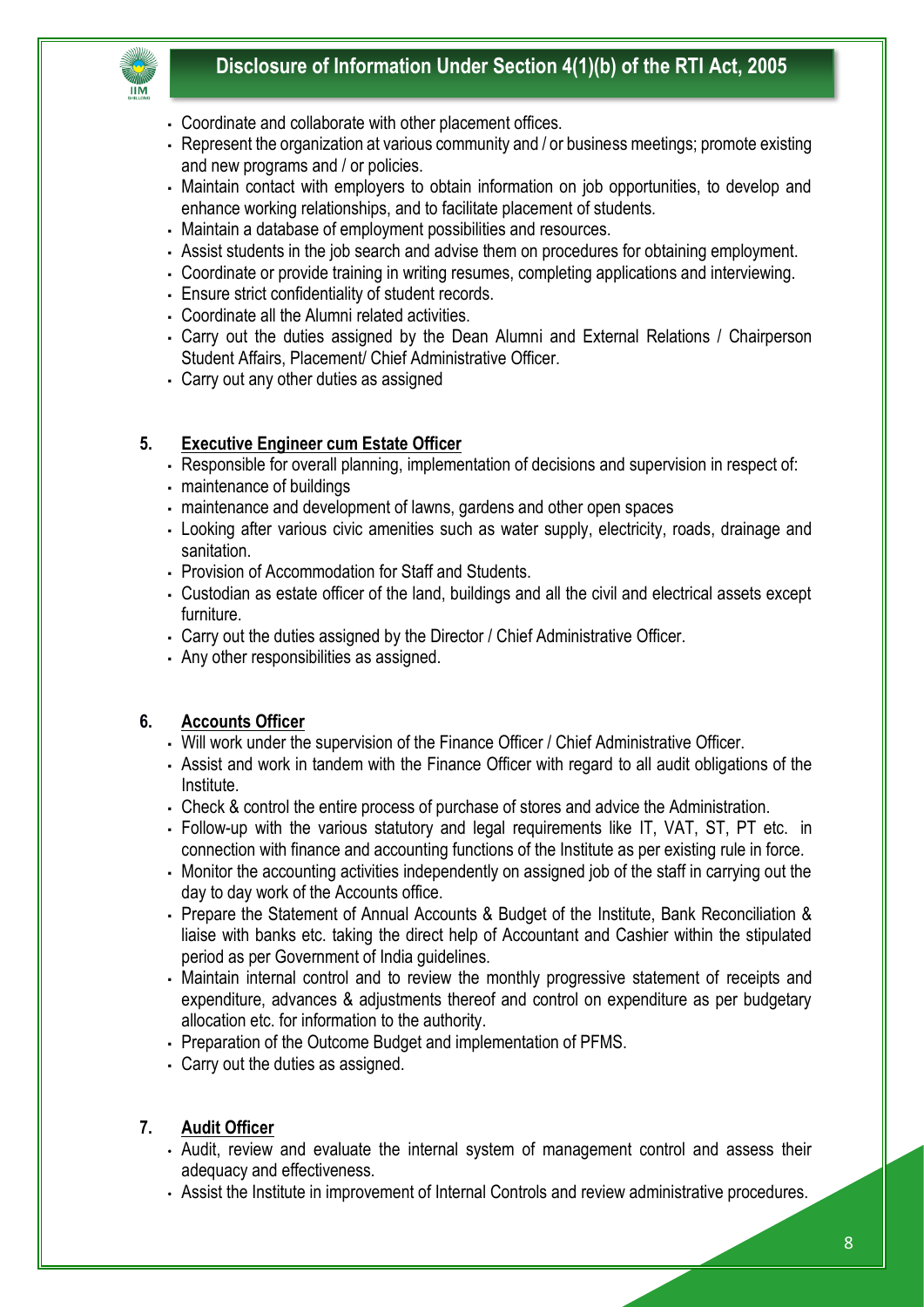- Coordinate and collaborate with other placement offices.
- Represent the organization at various community and / or business meetings; promote existing and new programs and / or policies.
- Maintain contact with employers to obtain information on job opportunities, to develop and enhance working relationships, and to facilitate placement of students.
- Maintain a database of employment possibilities and resources.
- Assist students in the job search and advise them on procedures for obtaining employment.
- Coordinate or provide training in writing resumes, completing applications and interviewing.
- Ensure strict confidentiality of student records.
- Coordinate all the Alumni related activities.
- Carry out the duties assigned by the Dean Alumni and External Relations / Chairperson Student Affairs, Placement/ Chief Administrative Officer.
- Carry out any other duties as assigned

**5. Executive Engineer cum Estate Officer**

- Responsible for overall planning, implementation of decisions and supervision in respect of:
- maintenance of buildings
- maintenance and development of lawns, gardens and other open spaces
- Looking after various civic amenities such as water supply, electricity, roads, drainage and sanitation.
- Provision of Accommodation for Staff and Students.
- Custodian as estate officer of the land, buildings and all the civil and electrical assets except furniture.
- Carry out the duties assigned by the Director / Chief Administrative Officer.
- Any other responsibilities as assigned.

**6. Accounts Officer**

- Will work under the supervision of the Finance Officer / Chief Administrative Officer.
- Assist and work in tandem with the Finance Officer with regard to all audit obligations of the Institute.
- Check & control the entire process of purchase of stores and advice the Administration.
- Follow-up with the various statutory and legal requirements like IT, VAT, ST, PT etc. in connection with finance and accounting functions of the Institute as per existing rule in force.
- Monitor the accounting activities independently on assigned job of the staff in carrying out the day to day work of the Accounts office.
- Prepare the Statement of Annual Accounts & Budget of the Institute, Bank Reconciliation & liaise with banks etc. taking the direct help of Accountant and Cashier within the stipulated period as per Government of India guidelines.
- Maintain internal control and to review the monthly progressive statement of receipts and expenditure, advances & adjustments thereof and control on expenditure as per budgetary allocation etc. for information to the authority.
- Preparation of the Outcome Budget and implementation of PFMS.
- Carry out the duties as assigned.

**7. Audit Officer**

- Audit, review and evaluate the internal system of management control and assess their adequacy and effectiveness.
- Assist the Institute in improvement of Internal Controls and review administrative procedures.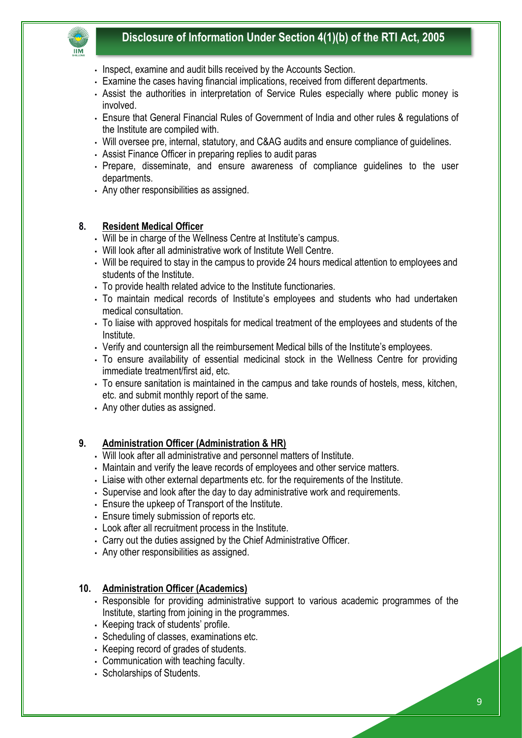- Inspect, examine and audit bills received by the Accounts Section.
- Examine the cases having financial implications, received from different departments.
- Assist the authorities in interpretation of Service Rules especially where public money is involved.
- Ensure that General Financial Rules of Government of India and other rules & regulations of the Institute are compiled with.
- Will oversee pre, internal, statutory, and C&AG audits and ensure compliance of guidelines.
- Assist Finance Officer in preparing replies to audit paras
- Prepare, disseminate, and ensure awareness of compliance guidelines to the user departments.
- Any other responsibilities as assigned.

**8. Resident Medical Officer**

- Will be in charge of the Wellness Centre at Institute's campus.
- Will look after all administrative work of Institute Well Centre.
- Will be required to stay in the campus to provide 24 hours medical attention to employees and students of the Institute.
- To provide health related advice to the Institute functionaries.
- To maintain medical records of Institute's employees and students who had undertaken medical consultation.
- To liaise with approved hospitals for medical treatment of the employees and students of the Institute.
- Verify and countersign all the reimbursement Medical bills of the Institute's employees.
- To ensure availability of essential medicinal stock in the Wellness Centre for providing immediate treatment/first aid, etc.
- To ensure sanitation is maintained in the campus and take rounds of hostels, mess, kitchen, etc. and submit monthly report of the same.
- Any other duties as assigned.

**9. Administration Officer (Administration & HR)**

- Will look after all administrative and personnel matters of Institute.
- Maintain and verify the leave records of employees and other service matters.
- Liaise with other external departments etc. for the requirements of the Institute.
- Supervise and look after the day to day administrative work and requirements.
- Ensure the upkeep of Transport of the Institute.
- Ensure timely submission of reports etc.
- Look after all recruitment process in the Institute.
- Carry out the duties assigned by the Chief Administrative Officer.
- Any other responsibilities as assigned.

**10. Administration Officer (Academics)**

- Responsible for providing administrative support to various academic programmes of the Institute, starting from joining in the programmes.
- Keeping track of students' profile.
- Scheduling of classes, examinations etc.
- Keeping record of grades of students.
- Communication with teaching faculty.
- Scholarships of Students.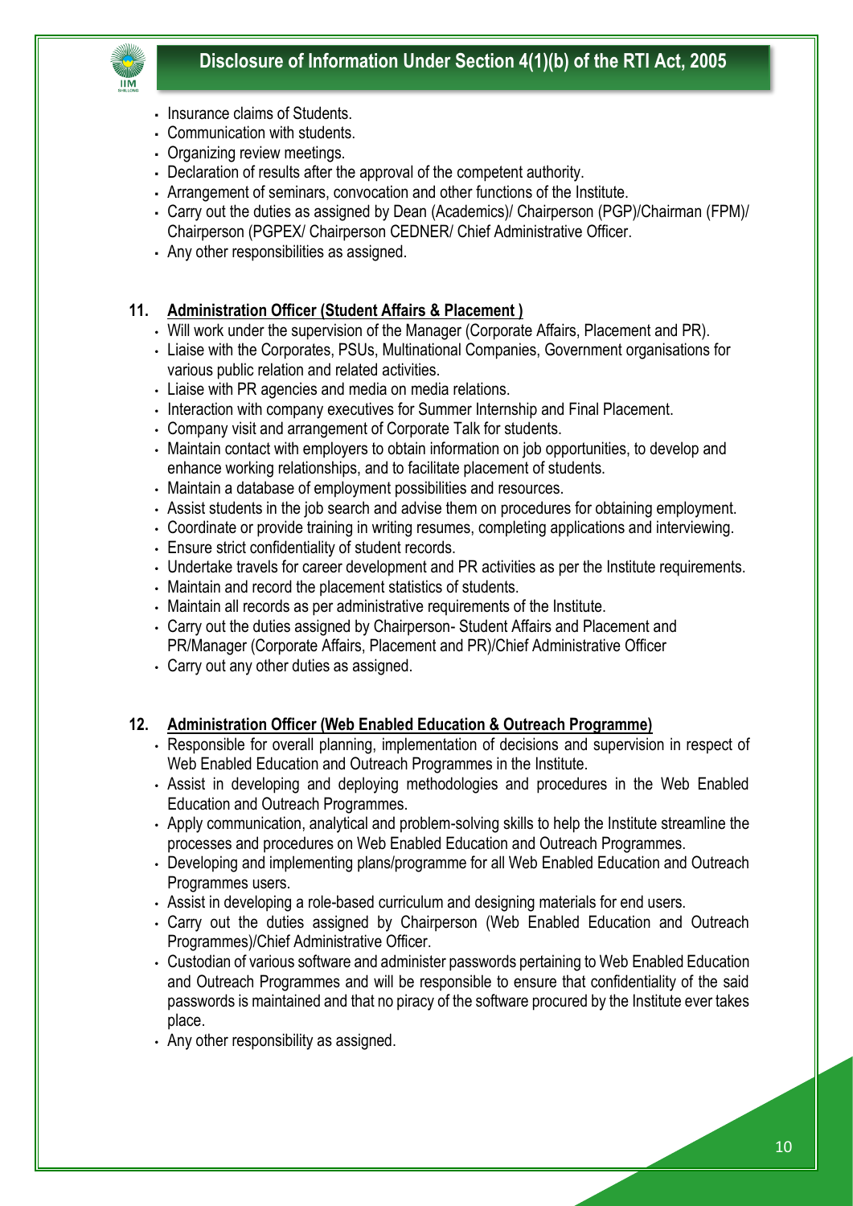- Insurance claims of Students.
- Communication with students.
- Organizing review meetings.
- Declaration of results after the approval of the competent authority.
- Arrangement of seminars, convocation and other functions of the Institute.
- Carry out the duties as assigned by Dean (Academics)/ Chairperson (PGP)/Chairman (FPM)/ Chairperson (PGPEX/ Chairperson CEDNER/ Chief Administrative Officer.
- Any other responsibilities as assigned.

**11. Administration Officer (Student Affairs & Placement )**

- Will work under the supervision of the Manager (Corporate Affairs, Placement and PR).
- Liaise with the Corporates, PSUs, Multinational Companies, Government organisations for various public relation and related activities.
- Liaise with PR agencies and media on media relations.
- Interaction with company executives for Summer Internship and Final Placement.
- Company visit and arrangement of Corporate Talk for students.
- Maintain contact with employers to obtain information on job opportunities, to develop and enhance working relationships, and to facilitate placement of students.
- Maintain a database of employment possibilities and resources.
- Assist students in the job search and advise them on procedures for obtaining employment.
- Coordinate or provide training in writing resumes, completing applications and interviewing.
- Ensure strict confidentiality of student records.
- Undertake travels for career development and PR activities as per the Institute requirements.
- Maintain and record the placement statistics of students.
- Maintain all records as per administrative requirements of the Institute.
- Carry out the duties assigned by Chairperson- Student Affairs and Placement and PR/Manager (Corporate Affairs, Placement and PR)/Chief Administrative Officer
- Carry out any other duties as assigned.

**12. Administration Officer (Web Enabled Education & Outreach Programme)**

- Responsible for overall planning, implementation of decisions and supervision in respect of Web Enabled Education and Outreach Programmes in the Institute.
- Assist in developing and deploying methodologies and procedures in the Web Enabled Education and Outreach Programmes.
- Apply communication, analytical and problem-solving skills to help the Institute streamline the processes and procedures on Web Enabled Education and Outreach Programmes.
- Developing and implementing plans/programme for all Web Enabled Education and Outreach Programmes users.
- Assist in developing a role-based curriculum and designing materials for end users.
- Carry out the duties assigned by Chairperson (Web Enabled Education and Outreach Programmes)/Chief Administrative Officer.
- Custodian of various software and administer passwords pertaining to Web Enabled Education and Outreach Programmes and will be responsible to ensure that confidentiality of the said passwords is maintained and that no piracy of the software procured by the Institute ever takes place.
- Any other responsibility as assigned.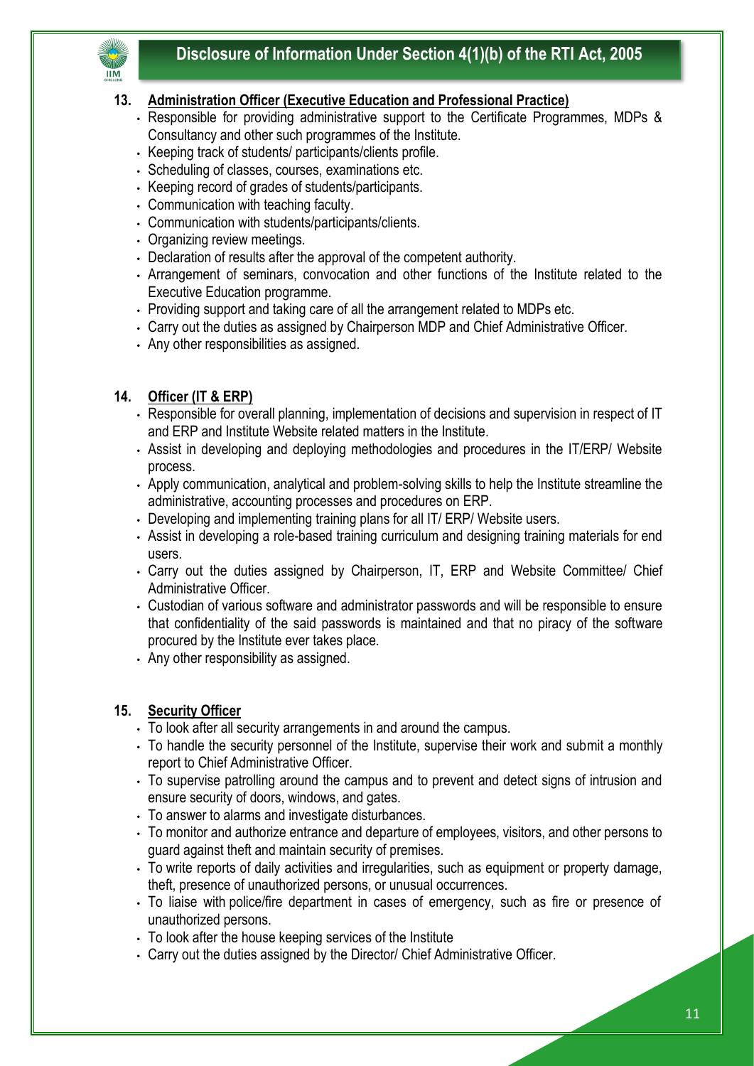**13. Administration Officer (Executive Education and Professional Practice)**

- Responsible for providing administrative support to the Certificate Programmes, MDPs & Consultancy and other such programmes of the Institute.
- Keeping track of students/ participants/clients profile.
- Scheduling of classes, courses, examinations etc.
- Keeping record of grades of students/participants.
- Communication with teaching faculty.
- Communication with students/participants/clients.
- Organizing review meetings.
- Declaration of results after the approval of the competent authority.
- Arrangement of seminars, convocation and other functions of the Institute related to the Executive Education programme.
- Providing support and taking care of all the arrangement related to MDPs etc.
- Carry out the duties as assigned by Chairperson MDP and Chief Administrative Officer.
- Any other responsibilities as assigned.

**14. Officer (IT & ERP)**

- Responsible for overall planning, implementation of decisions and supervision in respect of IT and ERP and Institute Website related matters in the Institute.
- Assist in developing and deploying methodologies and procedures in the IT/ERP/ Website process.
- Apply communication, analytical and problem-solving skills to help the Institute streamline the administrative, accounting processes and procedures on ERP.
- Developing and implementing training plans for all IT/ ERP/ Website users.
- Assist in developing a role-based training curriculum and designing training materials for end users.
- Carry out the duties assigned by Chairperson, IT, ERP and Website Committee/ Chief Administrative Officer.
- Custodian of various software and administrator passwords and will be responsible to ensure that confidentiality of the said passwords is maintained and that no piracy of the software procured by the Institute ever takes place.
- Any other responsibility as assigned.

**15. Security Officer**

- To look after all security arrangements in and around the campus.
- To handle the security personnel of the Institute, supervise their work and submit a monthly report to Chief Administrative Officer.
- To supervise patrolling around the campus and to prevent and detect signs of intrusion and ensure security of doors, windows, and gates.
- To answer to alarms and investigate disturbances.
- To monitor and authorize entrance and departure of employees, visitors, and other persons to guard against theft and maintain security of premises.
- To write reports of daily activities and irregularities, such as equipment or property damage, theft, presence of unauthorized persons, or unusual occurrences.
- To liaise with police/fire department in cases of emergency, such as fire or presence of unauthorized persons.
- To look after the house keeping services of the Institute
- Carry out the duties assigned by the Director/ Chief Administrative Officer.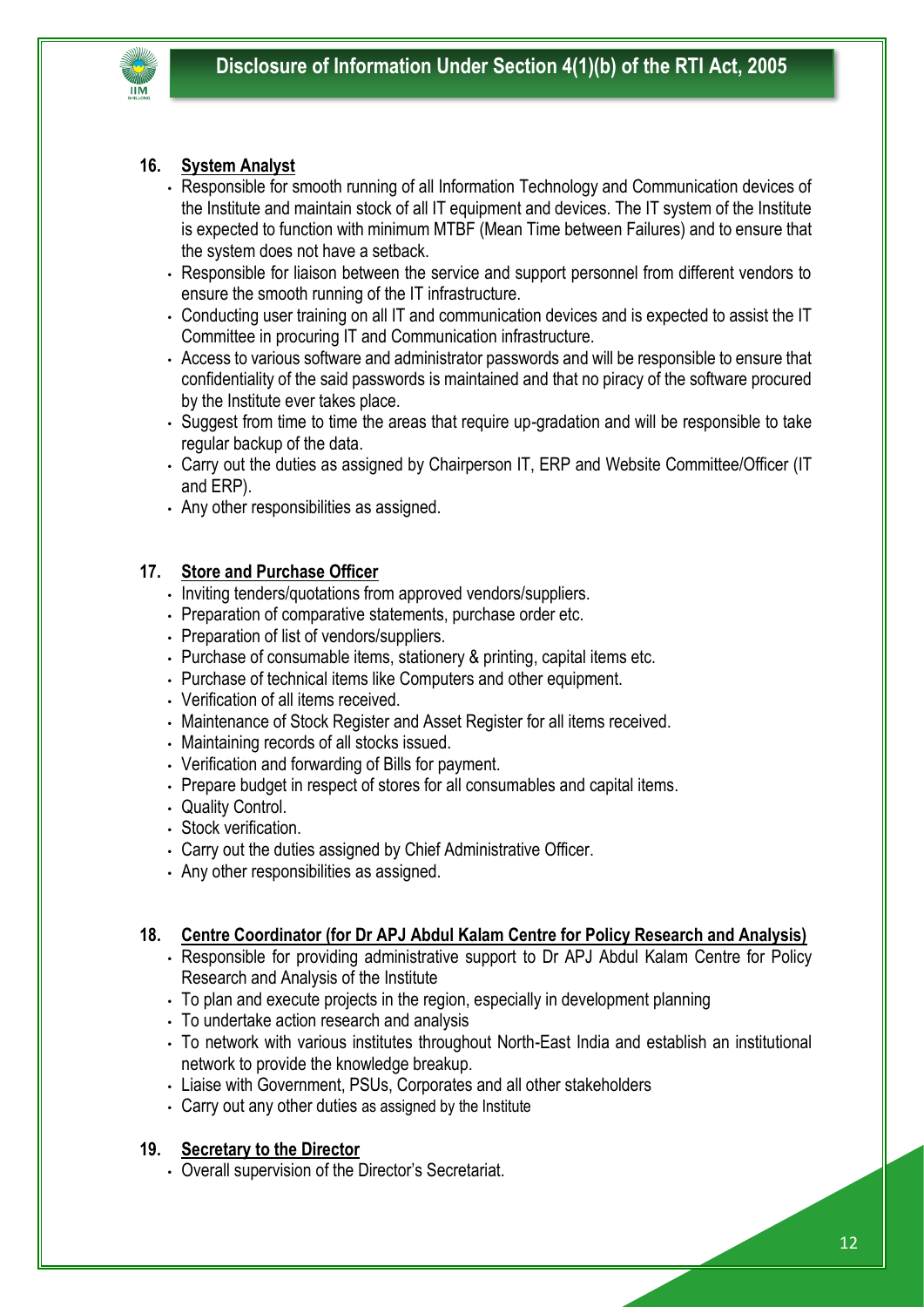### 16. System Analyst

- Responsible for smooth running of all Information Technology and Communication devices of the Institute and maintain stock of all IT equipment and devices. The IT system of the Institute is expected to function with minimum MTBF (Mean Time between Failures) and to ensure that the system does not have a setback.
- Responsible for liaison between the service and support personnel from different vendors to ensure the smooth running of the IT infrastructure.
- Conducting user training on all IT and communication devices and is expected to assist the IT Committee in procuring IT and Communication infrastructure.
- Access to various software and administrator passwords and will be responsible to ensure that confidentiality of the said passwords is maintained and that no piracy of the software procured by the Institute ever takes place.
- Suggest from time to time the areas that require up-gradation and will be responsible to take regular backup of the data.
- Carry out the duties as assigned by Chairperson IT, ERP and Website Committee/Officer (IT and ERP).
- Any other responsibilities as assigned.

### 17. Store and Purchase Officer

- Inviting tenders/quotations from approved vendors/suppliers.
- Preparation of comparative statements, purchase order etc.
- Preparation of list of vendors/suppliers.
- Purchase of consumable items, stationery & printing, capital items etc.
- Purchase of technical items like Computers and other equipment.
- Verification of all items received.
- Maintenance of Stock Register and Asset Register for all items received.
- Maintaining records of all stocks issued.
- Verification and forwarding of Bills for payment.
- Prepare budget in respect of stores for all consumables and capital items.
- Quality Control.
- Stock verification.
- Carry out the duties assigned by Chief Administrative Officer.
- Any other responsibilities as assigned.

### 18. Centre Coordinator (for Dr APJ Abdul Kalam Centre for Policy Research and Analysis)

- Responsible for providing administrative support to Dr APJ Abdul Kalam Centre for Policy Research and Analysis of the Institute
- To plan and execute projects in the region, especially in development planning
- To undertake action research and analysis
- To network with various institutes throughout North-East India and establish an institutional network to provide the knowledge breakup.
- Liaise with Government, PSUs, Corporates and all other stakeholders
- Carry out any other duties as assigned by the Institute

### 19. Secretary to the Director

- Overall supervision of the Director's Secretariat.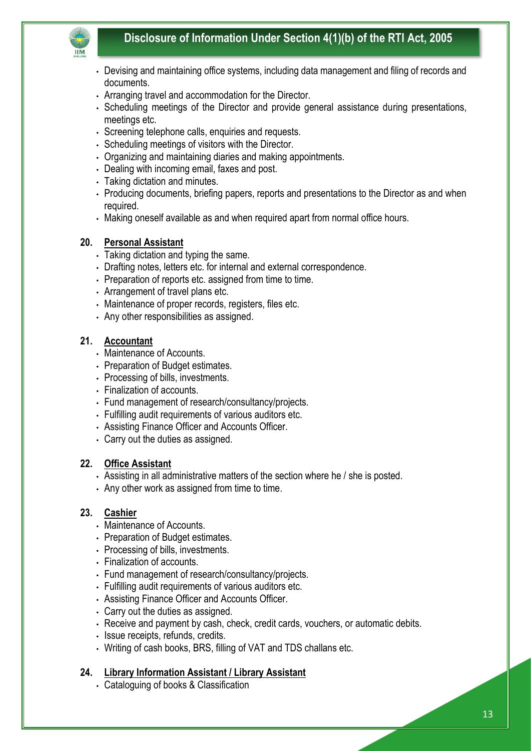- Devising and maintaining office systems, including data management and filing of records and documents.
- Arranging travel and accommodation for the Director.
- Scheduling meetings of the Director and provide general assistance during presentations, meetings etc.
- Screening telephone calls, enquiries and requests.
- Scheduling meetings of visitors with the Director.
- Organizing and maintaining diaries and making appointments.
- Dealing with incoming email, faxes and post.
- Taking dictation and minutes.
- Producing documents, briefing papers, reports and presentations to the Director as and when required.
- Making oneself available as and when required apart from normal office hours.

**20. Personal Assistant**

- Taking dictation and typing the same.
- Drafting notes, letters etc. for internal and external correspondence.
- Preparation of reports etc. assigned from time to time.
- Arrangement of travel plans etc.
- Maintenance of proper records, registers, files etc.
- Any other responsibilities as assigned.

**21. Accountant**

- Maintenance of Accounts.
- Preparation of Budget estimates.
- Processing of bills, investments.
- Finalization of accounts.
- Fund management of research/consultancy/projects.
- Fulfilling audit requirements of various auditors etc.
- Assisting Finance Officer and Accounts Officer.
- Carry out the duties as assigned.

**22. Office Assistant**

- Assisting in all administrative matters of the section where he / she is posted.
- Any other work as assigned from time to time.

**23. Cashier**

- Maintenance of Accounts.
- Preparation of Budget estimates.
- Processing of bills, investments.
- Finalization of accounts.
- Fund management of research/consultancy/projects.
- Fulfilling audit requirements of various auditors etc.
- Assisting Finance Officer and Accounts Officer.
- Carry out the duties as assigned.
- Receive and payment by cash, check, credit cards, vouchers, or automatic debits.
- Issue receipts, refunds, credits.
- Writing of cash books, BRS, filling of VAT and TDS challans etc.

**24. Library Information Assistant / Library Assistant**

- Cataloguing of books & Classification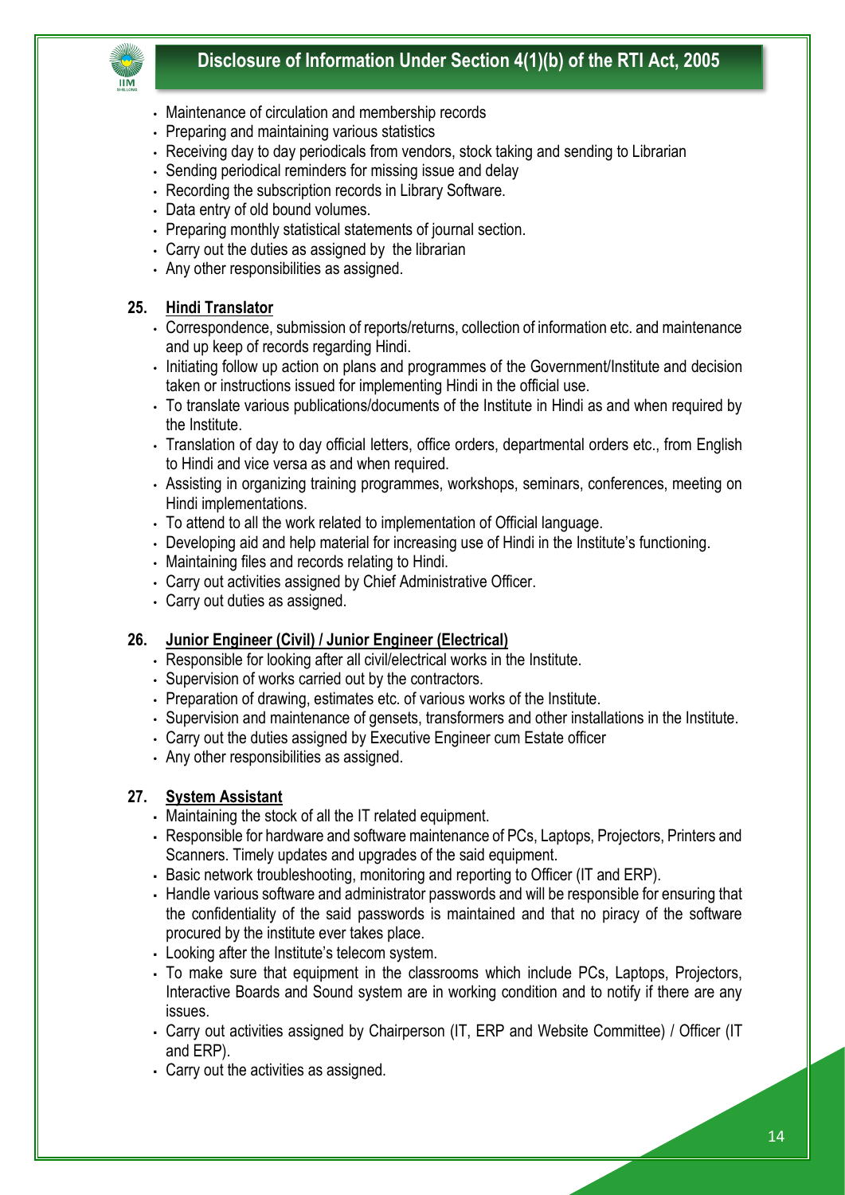- Maintenance of circulation and membership records
- Preparing and maintaining various statistics
- Receiving day to day periodicals from vendors, stock taking and sending to Librarian
- Sending periodical reminders for missing issue and delay
- Recording the subscription records in Library Software.
- Data entry of old bound volumes.
- Preparing monthly statistical statements of journal section.
- Carry out the duties as assigned by the librarian
- Any other responsibilities as assigned.

### 25. Hindi Translator

- Correspondence, submission of reports/returns, collection of information etc. and maintenance and up keep of records regarding Hindi.
- Initiating follow up action on plans and programmes of the Government/Institute and decision taken or instructions issued for implementing Hindi in the official use.
- To translate various publications/documents of the Institute in Hindi as and when required by the Institute.
- Translation of day to day official letters, office orders, departmental orders etc., from English to Hindi and vice versa as and when required.
- Assisting in organizing training programmes, workshops, seminars, conferences, meeting on Hindi implementations.
- To attend to all the work related to implementation of Official language.
- Developing aid and help material for increasing use of Hindi in the Institute's functioning.
- Maintaining files and records relating to Hindi.
- Carry out activities assigned by Chief Administrative Officer.
- Carry out duties as assigned.

### 26. Junior Engineer (Civil) / Junior Engineer (Electrical)

- Responsible for looking after all civil/electrical works in the Institute.
- Supervision of works carried out by the contractors.
- Preparation of drawing, estimates etc. of various works of the Institute.
- Supervision and maintenance of gensets, transformers and other installations in the Institute.
- Carry out the duties assigned by Executive Engineer cum Estate officer
- Any other responsibilities as assigned.

### 27. System Assistant

- Maintaining the stock of all the IT related equipment.
- Responsible for hardware and software maintenance of PCs, Laptops, Projectors, Printers and Scanners. Timely updates and upgrades of the said equipment.
- Basic network troubleshooting, monitoring and reporting to Officer (IT and ERP).
- Handle various software and administrator passwords and will be responsible for ensuring that the confidentiality of the said passwords is maintained and that no piracy of the software procured by the institute ever takes place.
- Looking after the Institute's telecom system.
- To make sure that equipment in the classrooms which include PCs, Laptops, Projectors, Interactive Boards and Sound system are in working condition and to notify if there are any issues.
- Carry out activities assigned by Chairperson (IT, ERP and Website Committee) / Officer (IT and ERP).
- Carry out the activities as assigned.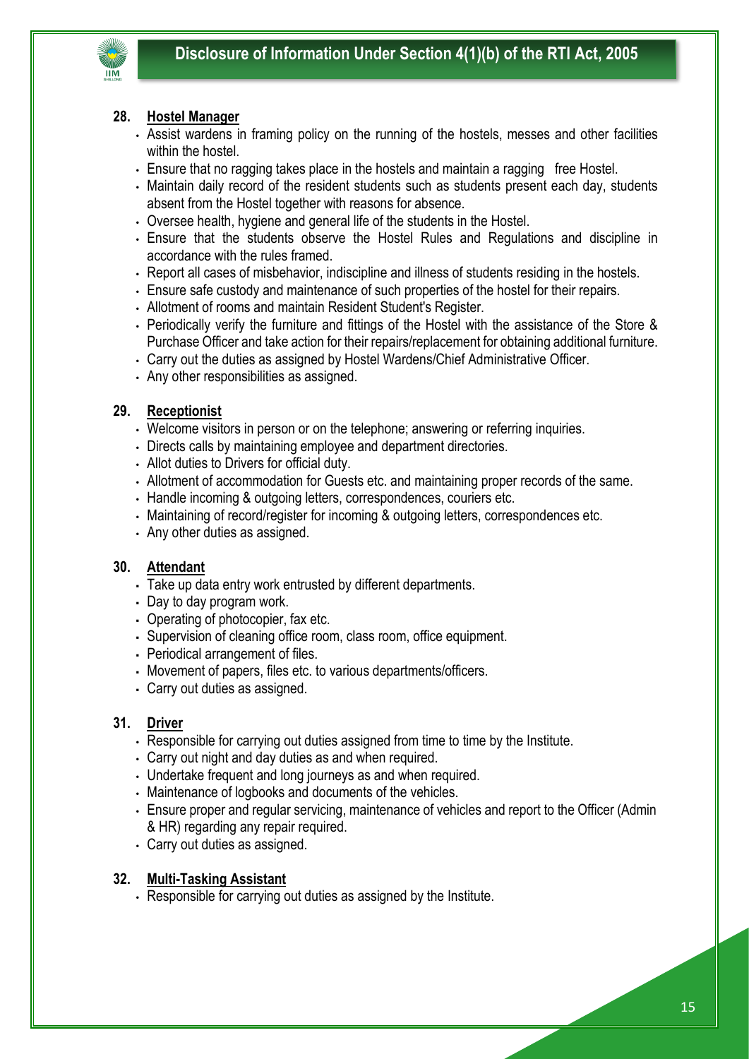### 28. Hostel Manager

- Assist wardens in framing policy on the running of the hostels, messes and other facilities within the hostel.
- Ensure that no ragging takes place in the hostels and maintain a ragging free Hostel.
- Maintain daily record of the resident students such as students present each day, students absent from the Hostel together with reasons for absence.
- Oversee health, hygiene and general life of the students in the Hostel.
- Ensure that the students observe the Hostel Rules and Regulations and discipline in accordance with the rules framed.
- Report all cases of misbehavior, indiscipline and illness of students residing in the hostels.
- Ensure safe custody and maintenance of such properties of the hostel for their repairs.
- Allotment of rooms and maintain Resident Student's Register.
- Periodically verify the furniture and fittings of the Hostel with the assistance of the Store & Purchase Officer and take action for their repairs/replacement for obtaining additional furniture.
- Carry out the duties as assigned by Hostel Wardens/Chief Administrative Officer.
- Any other responsibilities as assigned.

### 29. Receptionist

- Welcome visitors in person or on the telephone; answering or referring inquiries.
- Directs calls by maintaining employee and department directories.
- Allot duties to Drivers for official duty.
- Allotment of accommodation for Guests etc. and maintaining proper records of the same.
- Handle incoming & outgoing letters, correspondences, couriers etc.
- Maintaining of record/register for incoming & outgoing letters, correspondences etc.
- Any other duties as assigned.

### 30. Attendant

- Take up data entry work entrusted by different departments.
- Day to day program work.
- Operating of photocopier, fax etc.
- Supervision of cleaning office room, class room, office equipment.
- Periodical arrangement of files.
- Movement of papers, files etc. to various departments/officers.
- Carry out duties as assigned.

### 31. Driver

- Responsible for carrying out duties assigned from time to time by the Institute.
- Carry out night and day duties as and when required.
- Undertake frequent and long journeys as and when required.
- Maintenance of logbooks and documents of the vehicles.
- Ensure proper and regular servicing, maintenance of vehicles and report to the Officer (Admin & HR) regarding any repair required.
- Carry out duties as assigned.

### 32. Multi-Tasking Assistant

- Responsible for carrying out duties as assigned by the Institute.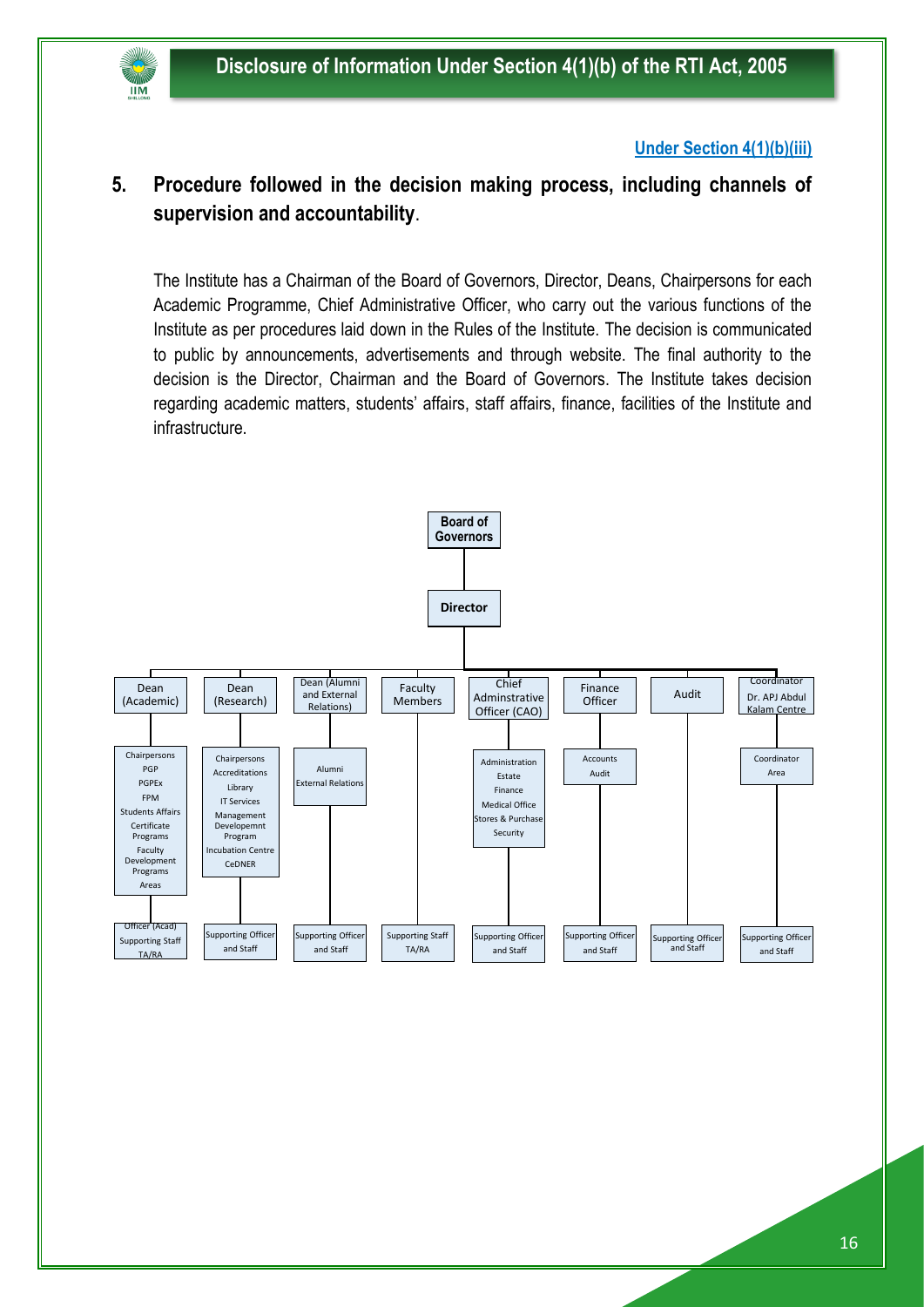Under Section 4(1)(b)(iii)

## 5. Procedure followed in the decision making process, including channels of supervision and accountability.

The Institute has a Chairman of the Board of Governors, Director, Deans, Chairpersons for each Academic Programme, Chief Administrative Officer, who carry out the various functions of the Institute as per procedures laid down in the Rules of the Institute. The decision is communicated to public by announcements, advertisements and through website. The final authority to the decision is the Director, Chairman and the Board of Governors. The Institute takes decision regarding academic matters, students' affairs, staff affairs, finance, facilities of the Institute and infrastructure.

**Board of Governors**

**Director**

| Dean (Academic) | Dean (Research) | Dean (Alumni and External Relations) | Faculty Members | Chief Adminstrative Officer (CAO) | Finance Officer | Audit | Coordinator Dr. APJ Abdul Kalam Centre |
|---|---|---|---|---|---|---|---|
| Chairpersons PGP PGPEx FPM Students Affairs Certificate Programs Faculty Development Programs Areas | Chairpersons Accreditations Library IT Services Management Developemnt Program Incubation Centre CeDNER | Alumni External Relations | | Administration Estate Finance Medical Office Stores & Purchase Security | Accounts Audit | | Coordinator Area |
| Officer (Acad) Supporting Staff TA/RA | Supporting Officer and Staff | Supporting Officer and Staff | Supporting Staff TA/RA | Supporting Officer and Staff | Supporting Officer and Staff | Supporting Officer and Staff | Supporting Officer and Staff |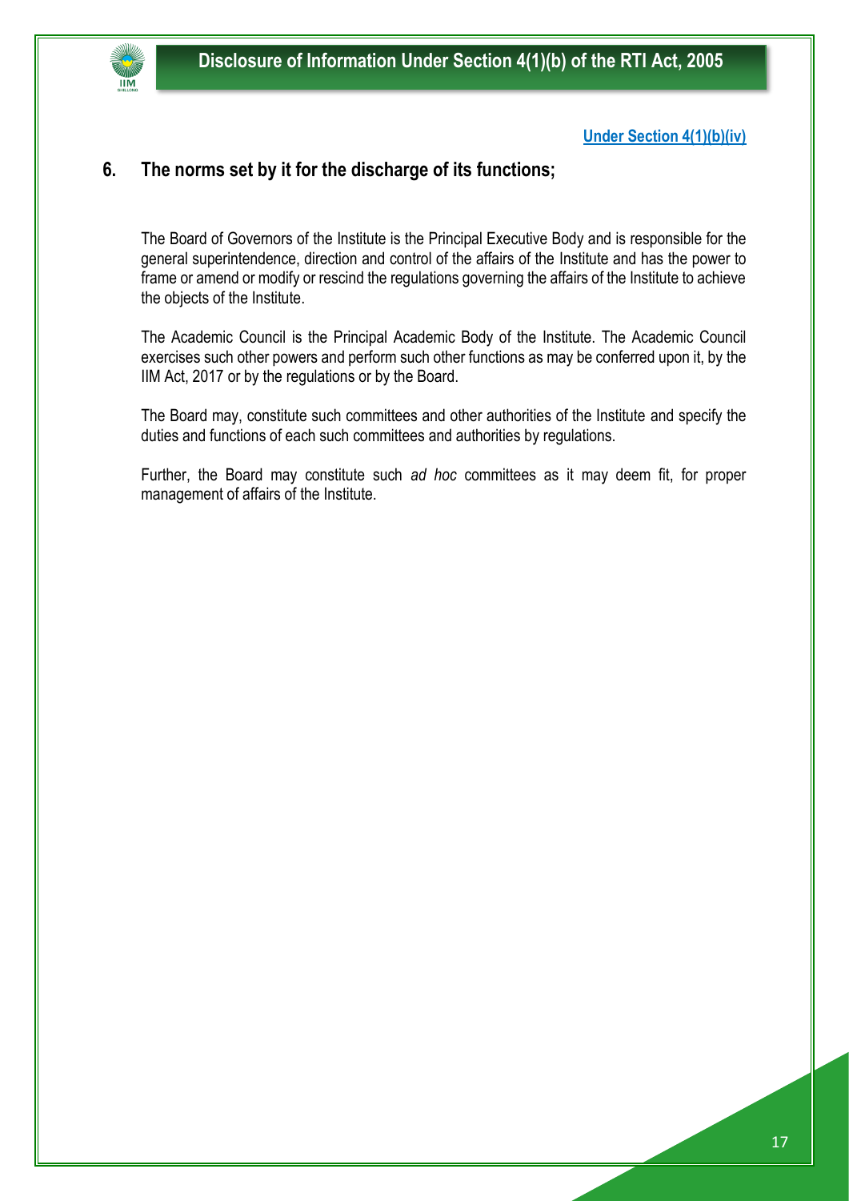Under Section 4(1)(b)(iv)

## 6. The norms set by it for the discharge of its functions;

The Board of Governors of the Institute is the Principal Executive Body and is responsible for the general superintendence, direction and control of the affairs of the Institute and has the power to frame or amend or modify or rescind the regulations governing the affairs of the Institute to achieve the objects of the Institute.

The Academic Council is the Principal Academic Body of the Institute. The Academic Council exercises such other powers and perform such other functions as may be conferred upon it, by the IIM Act, 2017 or by the regulations or by the Board.

The Board may, constitute such committees and other authorities of the Institute and specify the duties and functions of each such committees and authorities by regulations.

Further, the Board may constitute such *ad hoc* committees as it may deem fit, for proper management of affairs of the Institute.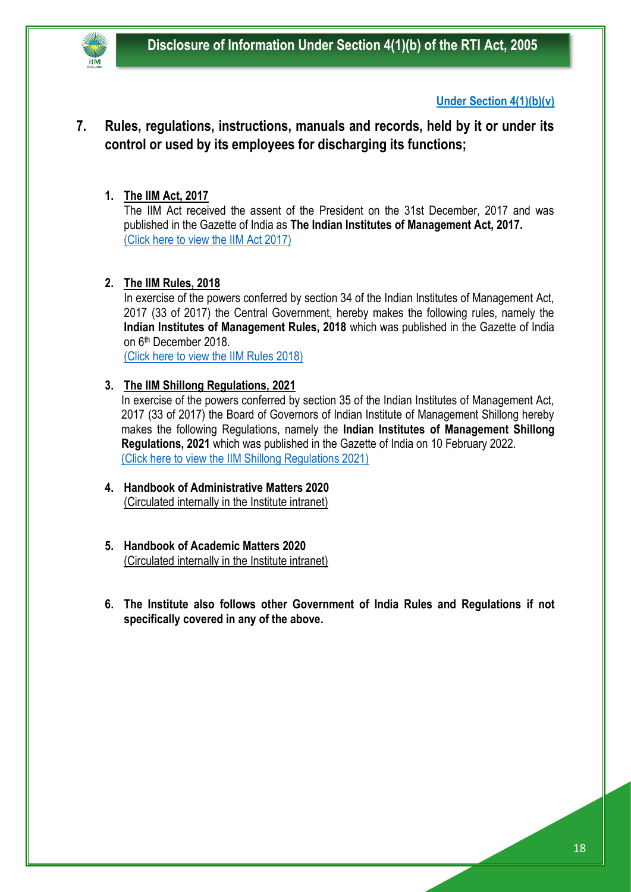**Under Section 4(1)(b)(v)**

## 7. Rules, regulations, instructions, manuals and records, held by it or under its control or used by its employees for discharging its functions;

1. **The IIM Act, 2017**
   The IIM Act received the assent of the President on the 31st December, 2017 and was published in the Gazette of India as **The Indian Institutes of Management Act, 2017.**
   (Click here to view the IIM Act 2017)

2. **The IIM Rules, 2018**
   In exercise of the powers conferred by section 34 of the Indian Institutes of Management Act, 2017 (33 of 2017) the Central Government, hereby makes the following rules, namely the **Indian Institutes of Management Rules, 2018** which was published in the Gazette of India on 6th December 2018.
   (Click here to view the IIM Rules 2018)

3. **The IIM Shillong Regulations, 2021**
   In exercise of the powers conferred by section 35 of the Indian Institutes of Management Act, 2017 (33 of 2017) the Board of Governors of Indian Institute of Management Shillong hereby makes the following Regulations, namely the **Indian Institutes of Management Shillong Regulations, 2021** which was published in the Gazette of India on 10 February 2022.
   (Click here to view the IIM Shillong Regulations 2021)

4. **Handbook of Administrative Matters 2020**
   (Circulated internally in the Institute intranet)

5. **Handbook of Academic Matters 2020**
   (Circulated internally in the Institute intranet)

6. **The Institute also follows other Government of India Rules and Regulations if not specifically covered in any of the above.**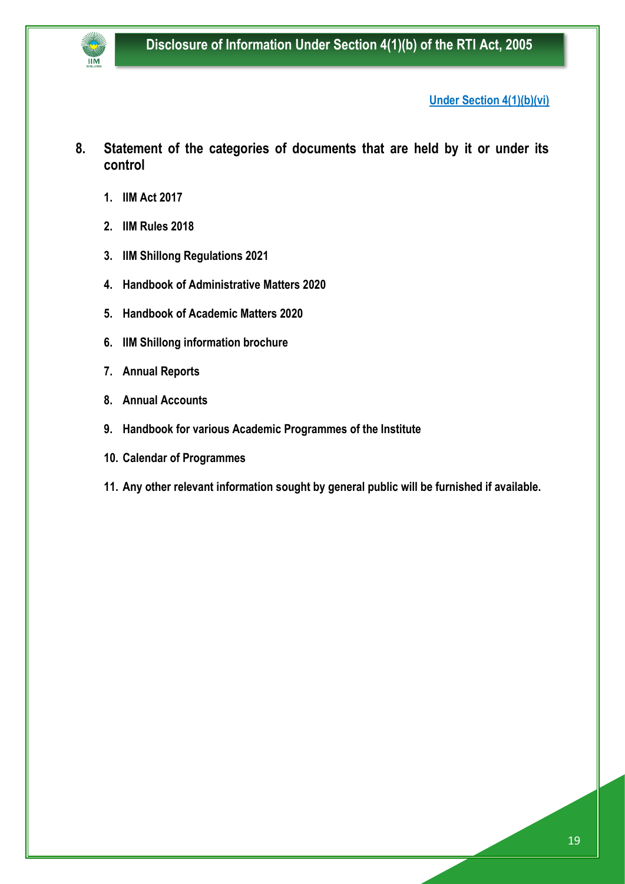Under Section 4(1)(b)(vi)

## 8. Statement of the categories of documents that are held by it or under its control

1. **IIM Act 2017**
2. **IIM Rules 2018**
3. **IIM Shillong Regulations 2021**
4. **Handbook of Administrative Matters 2020**
5. **Handbook of Academic Matters 2020**
6. **IIM Shillong information brochure**
7. **Annual Reports**
8. **Annual Accounts**
9. **Handbook for various Academic Programmes of the Institute**
10. **Calendar of Programmes**
11. **Any other relevant information sought by general public will be furnished if available.**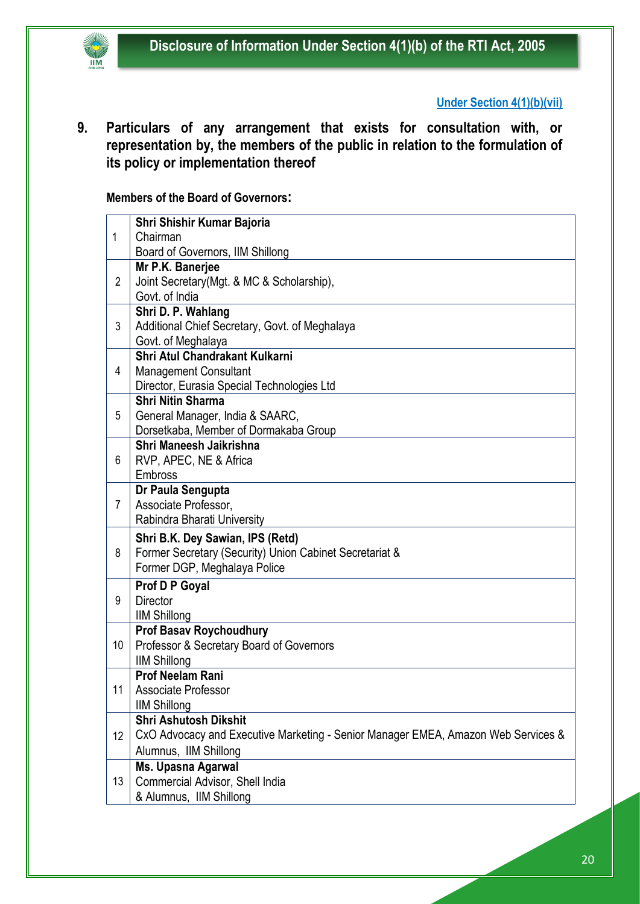Under Section 4(1)(b)(vii)

## 9. Particulars of any arrangement that exists for consultation with, or representation by, the members of the public in relation to the formulation of its policy or implementation thereof

**Members of the Board of Governors:**

| | |
|---|---|
| 1 | **Shri Shishir Kumar Bajoria**<br>Chairman<br>Board of Governors, IIM Shillong |
| 2 | **Mr P.K. Banerjee**<br>Joint Secretary(Mgt. & MC & Scholarship),<br>Govt. of India |
| 3 | **Shri D. P. Wahlang**<br>Additional Chief Secretary, Govt. of Meghalaya<br>Govt. of Meghalaya |
| 4 | **Shri Atul Chandrakant Kulkarni**<br>Management Consultant<br>Director, Eurasia Special Technologies Ltd |
| 5 | **Shri Nitin Sharma**<br>General Manager, India & SAARC,<br>Dorsetkaba, Member of Dormakaba Group |
| 6 | **Shri Maneesh Jaikrishna**<br>RVP, APEC, NE & Africa<br>Embross |
| 7 | **Dr Paula Sengupta**<br>Associate Professor,<br>Rabindra Bharati University |
| 8 | **Shri B.K. Dey Sawian, IPS (Retd)**<br>Former Secretary (Security) Union Cabinet Secretariat &<br>Former DGP, Meghalaya Police |
| 9 | **Prof D P Goyal**<br>Director<br>IIM Shillong |
| 10 | **Prof Basav Roychoudhury**<br>Professor & Secretary Board of Governors<br>IIM Shillong |
| 11 | **Prof Neelam Rani**<br>Associate Professor<br>IIM Shillong |
| 12 | **Shri Ashutosh Dikshit**<br>CxO Advocacy and Executive Marketing - Senior Manager EMEA, Amazon Web Services &<br>Alumnus, IIM Shillong |
| 13 | **Ms. Upasna Agarwal**<br>Commercial Advisor, Shell India<br>& Alumnus, IIM Shillong |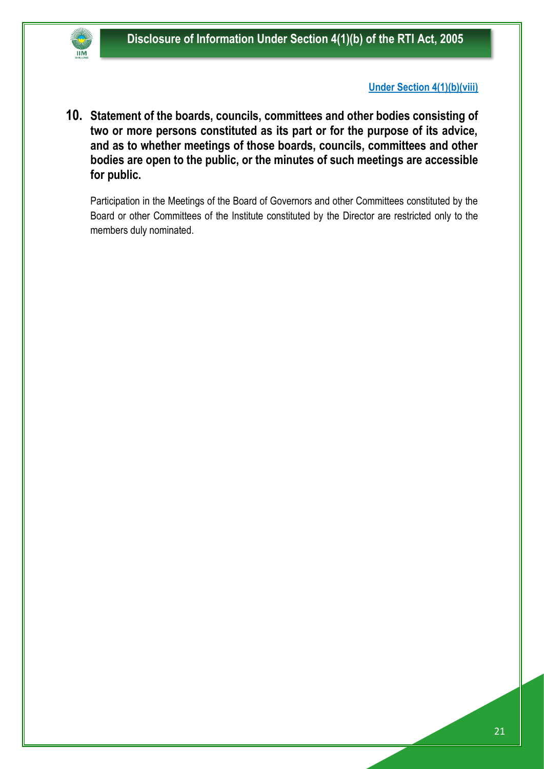Under Section 4(1)(b)(viii)

**10. Statement of the boards, councils, committees and other bodies consisting of two or more persons constituted as its part or for the purpose of its advice, and as to whether meetings of those boards, councils, committees and other bodies are open to the public, or the minutes of such meetings are accessible for public.**

Participation in the Meetings of the Board of Governors and other Committees constituted by the Board or other Committees of the Institute constituted by the Director are restricted only to the members duly nominated.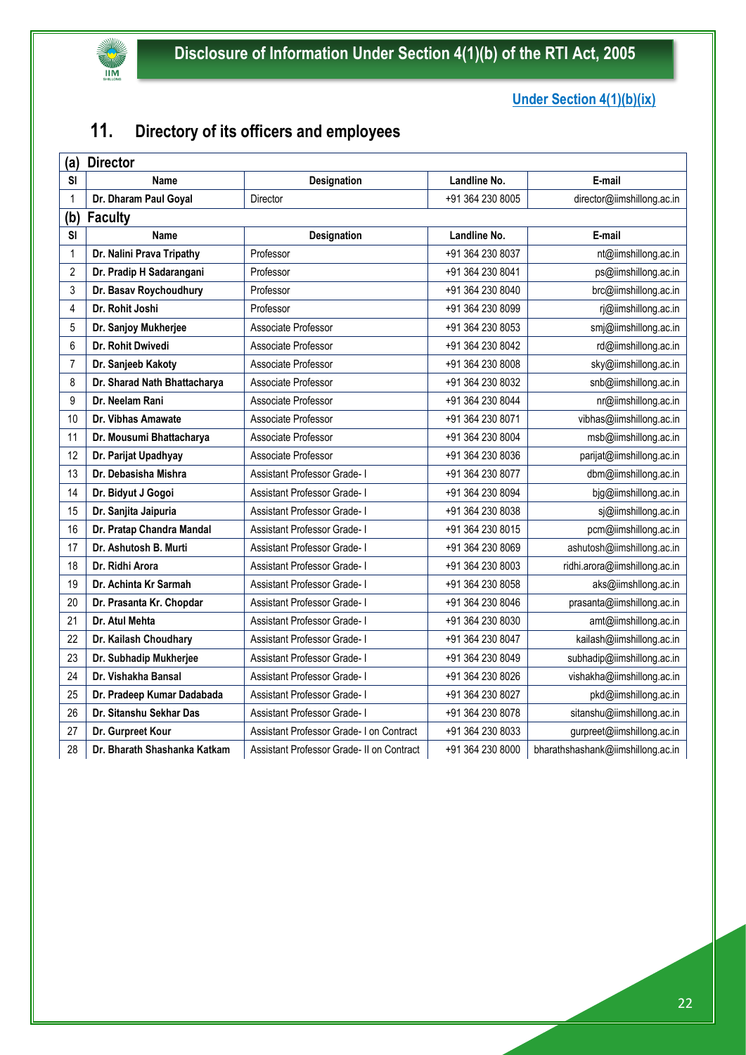# Disclosure of Information Under Section 4(1)(b) of the RTI Act, 2005

**Under Section 4(1)(b)(ix)**

## 11. Directory of its officers and employees

**(a) Director**

| Sl | Name | Designation | Landline No. | E-mail |
|---|---|---|---|---|
| 1 | **Dr. Dharam Paul Goyal** | Director | +91 364 230 8005 | director@iimshillong.ac.in |

**(b) Faculty**

| Sl | Name | Designation | Landline No. | E-mail |
|---|---|---|---|---|
| 1 | **Dr. Nalini Prava Tripathy** | Professor | +91 364 230 8037 | nt@iimshillong.ac.in |
| 2 | **Dr. Pradip H Sadarangani** | Professor | +91 364 230 8041 | ps@iimshillong.ac.in |
| 3 | **Dr. Basav Roychoudhury** | Professor | +91 364 230 8040 | brc@iimshillong.ac.in |
| 4 | **Dr. Rohit Joshi** | Professor | +91 364 230 8099 | rj@iimshillong.ac.in |
| 5 | **Dr. Sanjoy Mukherjee** | Associate Professor | +91 364 230 8053 | smj@iimshillong.ac.in |
| 6 | **Dr. Rohit Dwivedi** | Associate Professor | +91 364 230 8042 | rd@iimshillong.ac.in |
| 7 | **Dr. Sanjeeb Kakoty** | Associate Professor | +91 364 230 8008 | sky@iimshillong.ac.in |
| 8 | **Dr. Sharad Nath Bhattacharya** | Associate Professor | +91 364 230 8032 | snb@iimshillong.ac.in |
| 9 | **Dr. Neelam Rani** | Associate Professor | +91 364 230 8044 | nr@iimshillong.ac.in |
| 10 | **Dr. Vibhas Amawate** | Associate Professor | +91 364 230 8071 | vibhas@iimshillong.ac.in |
| 11 | **Dr. Mousumi Bhattacharya** | Associate Professor | +91 364 230 8004 | msb@iimshillong.ac.in |
| 12 | **Dr. Parijat Upadhyay** | Associate Professor | +91 364 230 8036 | parijat@iimshillong.ac.in |
| 13 | **Dr. Debasisha Mishra** | Assistant Professor Grade- I | +91 364 230 8077 | dbm@iimshillong.ac.in |
| 14 | **Dr. Bidyut J Gogoi** | Assistant Professor Grade- I | +91 364 230 8094 | bjg@iimshillong.ac.in |
| 15 | **Dr. Sanjita Jaipuria** | Assistant Professor Grade- I | +91 364 230 8038 | sj@iimshillong.ac.in |
| 16 | **Dr. Pratap Chandra Mandal** | Assistant Professor Grade- I | +91 364 230 8015 | pcm@iimshillong.ac.in |
| 17 | **Dr. Ashutosh B. Murti** | Assistant Professor Grade- I | +91 364 230 8069 | ashutosh@iimshillong.ac.in |
| 18 | **Dr. Ridhi Arora** | Assistant Professor Grade- I | +91 364 230 8003 | ridhi.arora@iimshillong.ac.in |
| 19 | **Dr. Achinta Kr Sarmah** | Assistant Professor Grade- I | +91 364 230 8058 | aks@iimshllong.ac.in |
| 20 | **Dr. Prasanta Kr. Chopdar** | Assistant Professor Grade- I | +91 364 230 8046 | prasanta@iimshillong.ac.in |
| 21 | **Dr. Atul Mehta** | Assistant Professor Grade- I | +91 364 230 8030 | amt@iimshillong.ac.in |
| 22 | **Dr. Kailash Choudhary** | Assistant Professor Grade- I | +91 364 230 8047 | kailash@iimshillong.ac.in |
| 23 | **Dr. Subhadip Mukherjee** | Assistant Professor Grade- I | +91 364 230 8049 | subhadip@iimshillong.ac.in |
| 24 | **Dr. Vishakha Bansal** | Assistant Professor Grade- I | +91 364 230 8026 | vishakha@iimshillong.ac.in |
| 25 | **Dr. Pradeep Kumar Dadabada** | Assistant Professor Grade- I | +91 364 230 8027 | pkd@iimshillong.ac.in |
| 26 | **Dr. Sitanshu Sekhar Das** | Assistant Professor Grade- I | +91 364 230 8078 | sitanshu@iimshillong.ac.in |
| 27 | **Dr. Gurpreet Kour** | Assistant Professor Grade- I on Contract | +91 364 230 8033 | gurpreet@iimshillong.ac.in |
| 28 | **Dr. Bharath Shashanka Katkam** | Assistant Professor Grade- II on Contract | +91 364 230 8000 | bharathshashank@iimshillong.ac.in |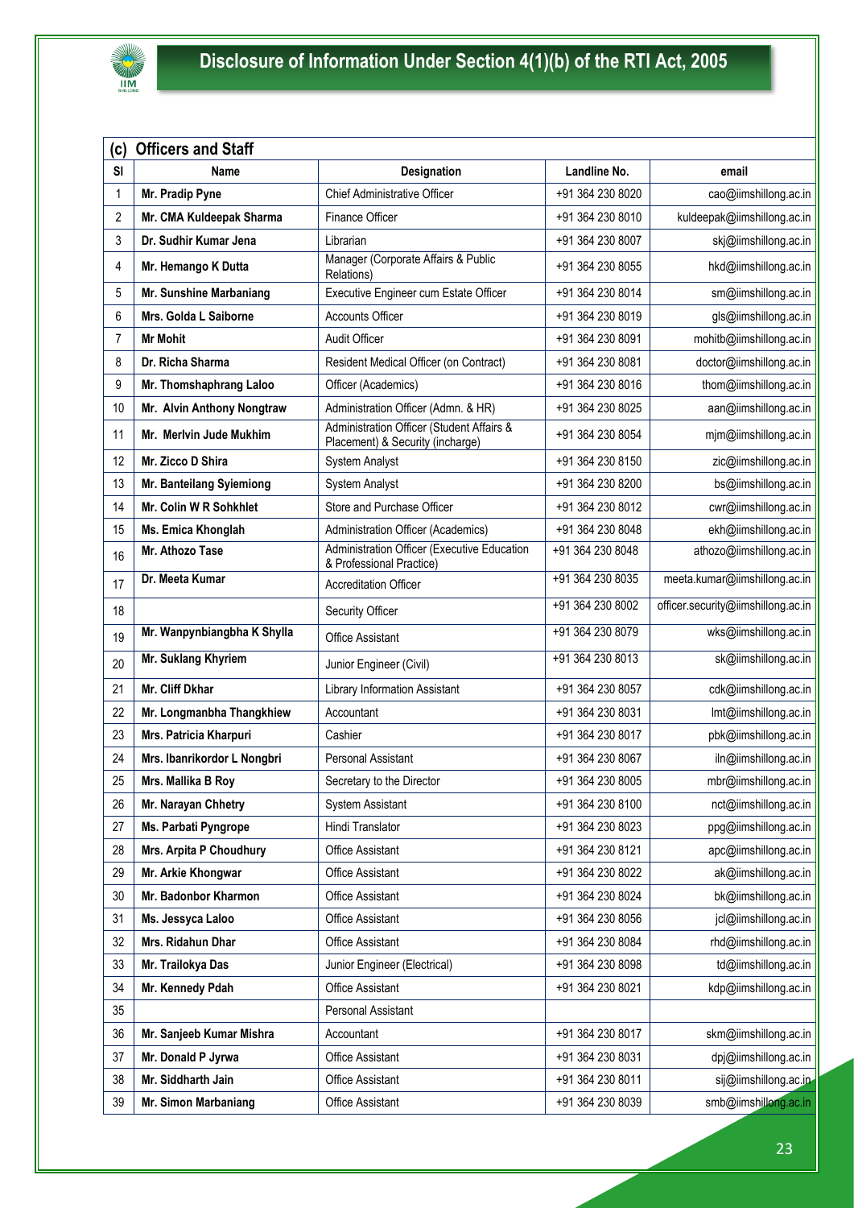# Disclosure of Information Under Section 4(1)(b) of the RTI Act, 2005

## (c) Officers and Staff

| Sl | Name | Designation | Landline No. | email |
|---|---|---|---|---|
| 1 | **Mr. Pradip Pyne** | Chief Administrative Officer | +91 364 230 8020 | cao@iimshillong.ac.in |
| 2 | **Mr. CMA Kuldeepak Sharma** | Finance Officer | +91 364 230 8010 | kuldeepak@iimshillong.ac.in |
| 3 | **Dr. Sudhir Kumar Jena** | Librarian | +91 364 230 8007 | skj@iimshillong.ac.in |
| 4 | **Mr. Hemango K Dutta** | Manager (Corporate Affairs & Public Relations) | +91 364 230 8055 | hkd@iimshillong.ac.in |
| 5 | **Mr. Sunshine Marbaniang** | Executive Engineer cum Estate Officer | +91 364 230 8014 | sm@iimshillong.ac.in |
| 6 | **Mrs. Golda L Saiborne** | Accounts Officer | +91 364 230 8019 | gls@iimshillong.ac.in |
| 7 | **Mr Mohit** | Audit Officer | +91 364 230 8091 | mohitb@iimshillong.ac.in |
| 8 | **Dr. Richa Sharma** | Resident Medical Officer (on Contract) | +91 364 230 8081 | doctor@iimshillong.ac.in |
| 9 | **Mr. Thomshaphrang Laloo** | Officer (Academics) | +91 364 230 8016 | thom@iimshillong.ac.in |
| 10 | **Mr. Alvin Anthony Nongtraw** | Administration Officer (Admn. & HR) | +91 364 230 8025 | aan@iimshillong.ac.in |
| 11 | **Mr. Merlvin Jude Mukhim** | Administration Officer (Student Affairs & Placement) & Security (incharge) | +91 364 230 8054 | mjm@iimshillong.ac.in |
| 12 | **Mr. Zicco D Shira** | System Analyst | +91 364 230 8150 | zic@iimshillong.ac.in |
| 13 | **Mr. Banteilang Syiemiong** | System Analyst | +91 364 230 8200 | bs@iimshillong.ac.in |
| 14 | **Mr. Colin W R Sohkhlet** | Store and Purchase Officer | +91 364 230 8012 | cwr@iimshillong.ac.in |
| 15 | **Ms. Emica Khonglah** | Administration Officer (Academics) | +91 364 230 8048 | ekh@iimshillong.ac.in |
| 16 | **Mr. Athozo Tase** | Administration Officer (Executive Education & Professional Practice) | +91 364 230 8048 | athozo@iimshillong.ac.in |
| 17 | **Dr. Meeta Kumar** | Accreditation Officer | +91 364 230 8035 | meeta.kumar@iimshillong.ac.in |
| 18 | | Security Officer | +91 364 230 8002 | officer.security@iimshillong.ac.in |
| 19 | **Mr. Wanpynbiangbha K Shylla** | Office Assistant | +91 364 230 8079 | wks@iimshillong.ac.in |
| 20 | **Mr. Suklang Khyriem** | Junior Engineer (Civil) | +91 364 230 8013 | sk@iimshillong.ac.in |
| 21 | **Mr. Cliff Dkhar** | Library Information Assistant | +91 364 230 8057 | cdk@iimshillong.ac.in |
| 22 | **Mr. Longmanbha Thangkhiew** | Accountant | +91 364 230 8031 | lmt@iimshillong.ac.in |
| 23 | **Mrs. Patricia Kharpuri** | Cashier | +91 364 230 8017 | pbk@iimshillong.ac.in |
| 24 | **Mrs. Ibanrikordor L Nongbri** | Personal Assistant | +91 364 230 8067 | iln@iimshillong.ac.in |
| 25 | **Mrs. Mallika B Roy** | Secretary to the Director | +91 364 230 8005 | mbr@iimshillong.ac.in |
| 26 | **Mr. Narayan Chhetry** | System Assistant | +91 364 230 8100 | nct@iimshillong.ac.in |
| 27 | **Ms. Parbati Pyngrope** | Hindi Translator | +91 364 230 8023 | ppg@iimshillong.ac.in |
| 28 | **Mrs. Arpita P Choudhury** | Office Assistant | +91 364 230 8121 | apc@iimshillong.ac.in |
| 29 | **Mr. Arkie Khongwar** | Office Assistant | +91 364 230 8022 | ak@iimshillong.ac.in |
| 30 | **Mr. Badonbor Kharmon** | Office Assistant | +91 364 230 8024 | bk@iimshillong.ac.in |
| 31 | **Ms. Jessyca Laloo** | Office Assistant | +91 364 230 8056 | jcl@iimshillong.ac.in |
| 32 | **Mrs. Ridahun Dhar** | Office Assistant | +91 364 230 8084 | rhd@iimshillong.ac.in |
| 33 | **Mr. Trailokya Das** | Junior Engineer (Electrical) | +91 364 230 8098 | td@iimshillong.ac.in |
| 34 | **Mr. Kennedy Pdah** | Office Assistant | +91 364 230 8021 | kdp@iimshillong.ac.in |
| 35 | | Personal Assistant | | |
| 36 | **Mr. Sanjeeb Kumar Mishra** | Accountant | +91 364 230 8017 | skm@iimshillong.ac.in |
| 37 | **Mr. Donald P Jyrwa** | Office Assistant | +91 364 230 8031 | dpj@iimshillong.ac.in |
| 38 | **Mr. Siddharth Jain** | Office Assistant | +91 364 230 8011 | sij@iimshillong.ac.in |
| 39 | **Mr. Simon Marbaniang** | Office Assistant | +91 364 230 8039 | smb@iimshillong.ac.in |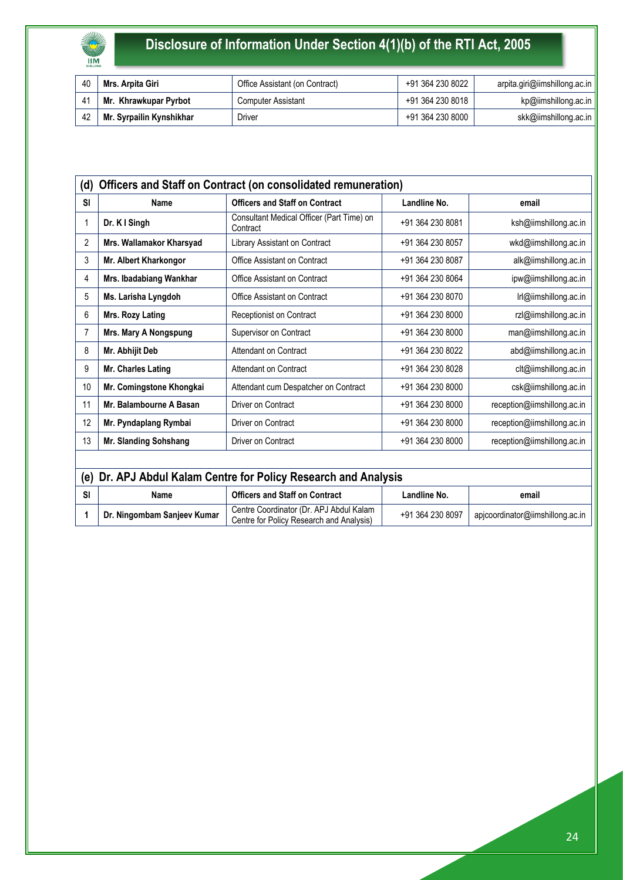| | | | | |
|---|---|---|---|---|
| 40 | **Mrs. Arpita Giri** | Office Assistant (on Contract) | +91 364 230 8022 | arpita.giri@iimshillong.ac.in |
| 41 | **Mr. Khrawkupar Pyrbot** | Computer Assistant | +91 364 230 8018 | kp@iimshillong.ac.in |
| 42 | **Mr. Syrpailin Kynshikhar** | Driver | +91 364 230 8000 | skk@iimshillong.ac.in |

## (d) Officers and Staff on Contract (on consolidated remuneration)

| Sl | Name | Officers and Staff on Contract | Landline No. | email |
|---|---|---|---|---|
| 1 | **Dr. K I Singh** | Consultant Medical Officer (Part Time) on Contract | +91 364 230 8081 | ksh@iimshillong.ac.in |
| 2 | **Mrs. Wallamakor Kharsyad** | Library Assistant on Contract | +91 364 230 8057 | wkd@iimshillong.ac.in |
| 3 | **Mr. Albert Kharkongor** | Office Assistant on Contract | +91 364 230 8087 | alk@iimshillong.ac.in |
| 4 | **Mrs. Ibadabiang Wankhar** | Office Assistant on Contract | +91 364 230 8064 | ipw@iimshillong.ac.in |
| 5 | **Ms. Larisha Lyngdoh** | Office Assistant on Contract | +91 364 230 8070 | lrl@iimshillong.ac.in |
| 6 | **Mrs. Rozy Lating** | Receptionist on Contract | +91 364 230 8000 | rzl@iimshillong.ac.in |
| 7 | **Mrs. Mary A Nongspung** | Supervisor on Contract | +91 364 230 8000 | man@iimshillong.ac.in |
| 8 | **Mr. Abhijit Deb** | Attendant on Contract | +91 364 230 8022 | abd@iimshillong.ac.in |
| 9 | **Mr. Charles Lating** | Attendant on Contract | +91 364 230 8028 | clt@iimshillong.ac.in |
| 10 | **Mr. Comingstone Khongkai** | Attendant cum Despatcher on Contract | +91 364 230 8000 | csk@iimshillong.ac.in |
| 11 | **Mr. Balambourne A Basan** | Driver on Contract | +91 364 230 8000 | reception@iimshillong.ac.in |
| 12 | **Mr. Pyndaplang Rymbai** | Driver on Contract | +91 364 230 8000 | reception@iimshillong.ac.in |
| 13 | **Mr. Slanding Sohshang** | Driver on Contract | +91 364 230 8000 | reception@iimshillong.ac.in |

## (e) Dr. APJ Abdul Kalam Centre for Policy Research and Analysis

| Sl | Name | Officers and Staff on Contract | Landline No. | email |
|---|---|---|---|---|
| **1** | **Dr. Ningombam Sanjeev Kumar** | Centre Coordinator (Dr. APJ Abdul Kalam Centre for Policy Research and Analysis) | +91 364 230 8097 | apjcoordinator@iimshillong.ac.in |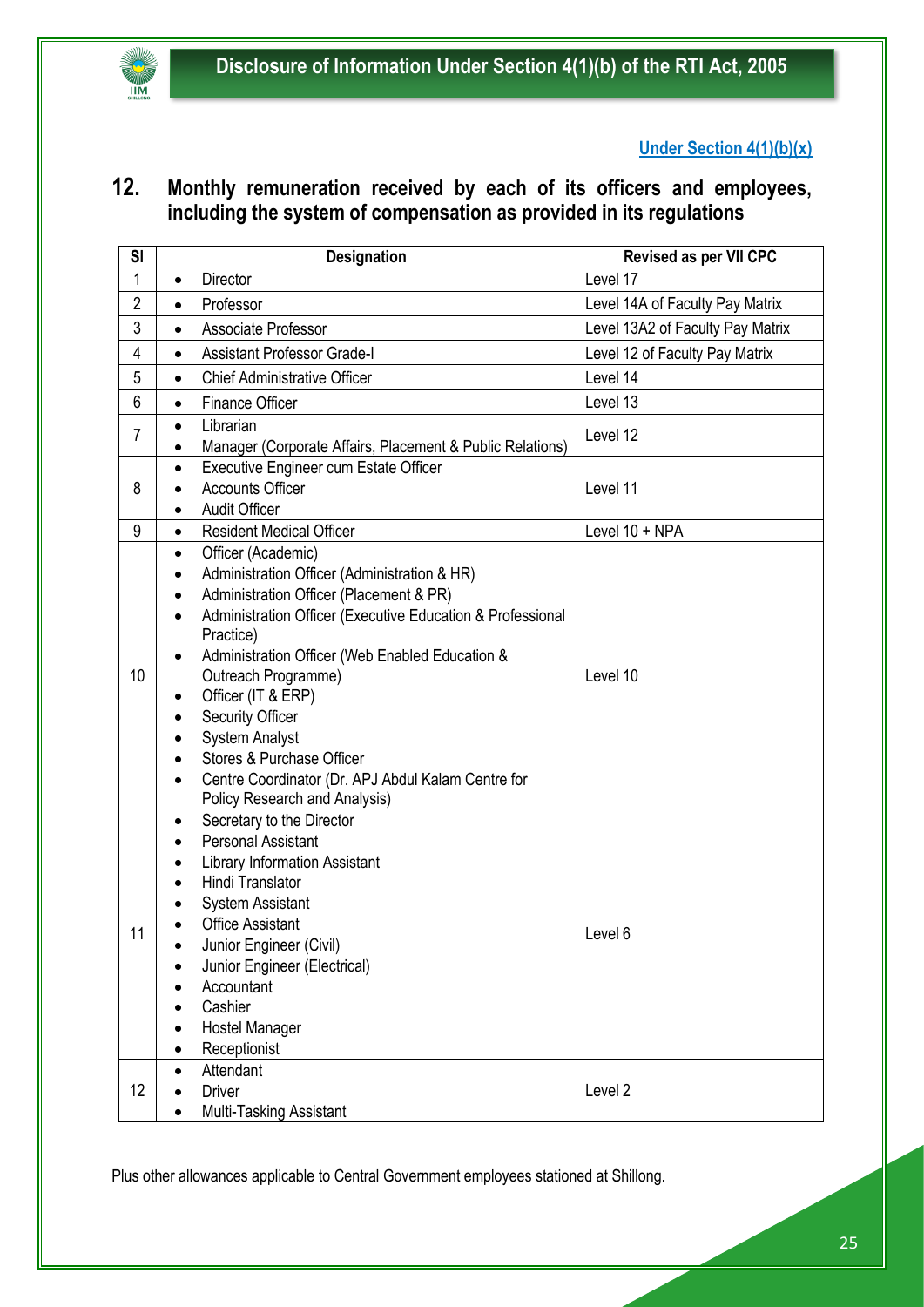Under Section 4(1)(b)(x)

## 12. Monthly remuneration received by each of its officers and employees, including the system of compensation as provided in its regulations

| Sl | Designation | Revised as per VII CPC |
|---|---|---|
| 1 | • Director | Level 17 |
| 2 | • Professor | Level 14A of Faculty Pay Matrix |
| 3 | • Associate Professor | Level 13A2 of Faculty Pay Matrix |
| 4 | • Assistant Professor Grade-I | Level 12 of Faculty Pay Matrix |
| 5 | • Chief Administrative Officer | Level 14 |
| 6 | • Finance Officer | Level 13 |
| 7 | • Librarian<br>• Manager (Corporate Affairs, Placement & Public Relations) | Level 12 |
| 8 | • Executive Engineer cum Estate Officer<br>• Accounts Officer<br>• Audit Officer | Level 11 |
| 9 | • Resident Medical Officer | Level 10 + NPA |
| 10 | • Officer (Academic)<br>• Administration Officer (Administration & HR)<br>• Administration Officer (Placement & PR)<br>• Administration Officer (Executive Education & Professional Practice)<br>• Administration Officer (Web Enabled Education & Outreach Programme)<br>• Officer (IT & ERP)<br>• Security Officer<br>• System Analyst<br>• Stores & Purchase Officer<br>• Centre Coordinator (Dr. APJ Abdul Kalam Centre for Policy Research and Analysis) | Level 10 |
| 11 | • Secretary to the Director<br>• Personal Assistant<br>• Library Information Assistant<br>• Hindi Translator<br>• System Assistant<br>• Office Assistant<br>• Junior Engineer (Civil)<br>• Junior Engineer (Electrical)<br>• Accountant<br>• Cashier<br>• Hostel Manager<br>• Receptionist | Level 6 |
| 12 | • Attendant<br>• Driver<br>• Multi-Tasking Assistant | Level 2 |

Plus other allowances applicable to Central Government employees stationed at Shillong.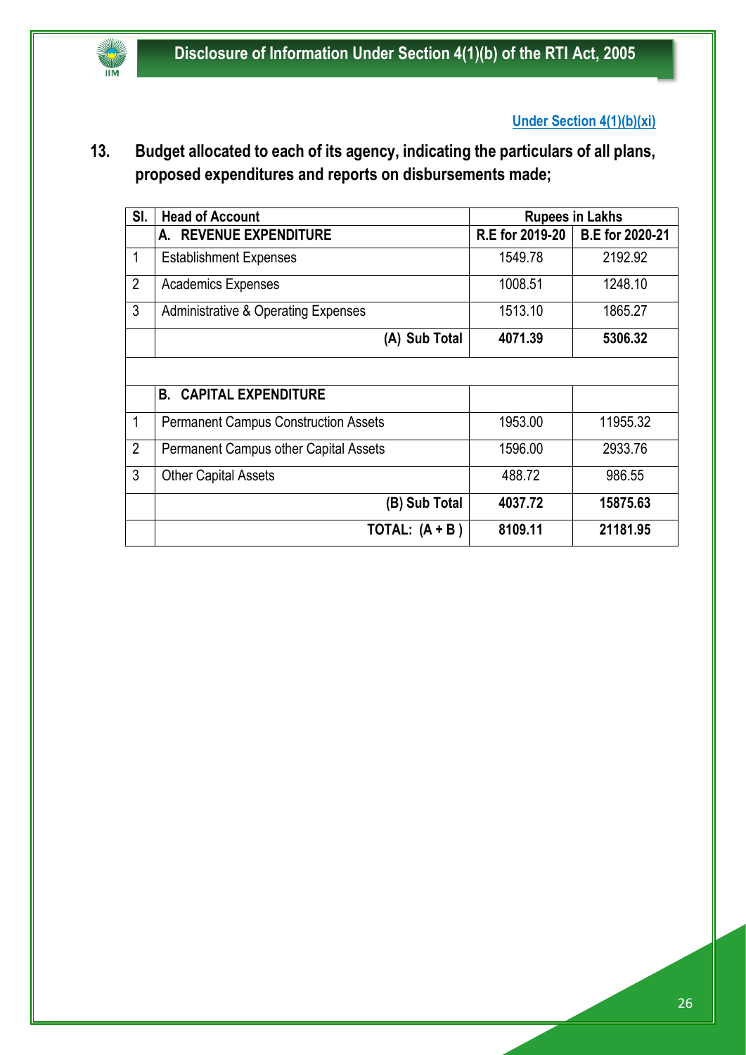Under Section 4(1)(b)(xi)

**13. Budget allocated to each of its agency, indicating the particulars of all plans, proposed expenditures and reports on disbursements made;**

| Sl. | Head of Account | Rupees in Lakhs | |
|---|---|---|---|
| | **A. REVENUE EXPENDITURE** | **R.E for 2019-20** | **B.E for 2020-21** |
| 1 | Establishment Expenses | 1549.78 | 2192.92 |
| 2 | Academics Expenses | 1008.51 | 1248.10 |
| 3 | Administrative & Operating Expenses | 1513.10 | 1865.27 |
| | **(A) Sub Total** | **4071.39** | **5306.32** |
| | | | |
| | **B. CAPITAL EXPENDITURE** | | |
| 1 | Permanent Campus Construction Assets | 1953.00 | 11955.32 |
| 2 | Permanent Campus other Capital Assets | 1596.00 | 2933.76 |
| 3 | Other Capital Assets | 488.72 | 986.55 |
| | **(B) Sub Total** | **4037.72** | **15875.63** |
| | **TOTAL: (A + B )** | **8109.11** | **21181.95** |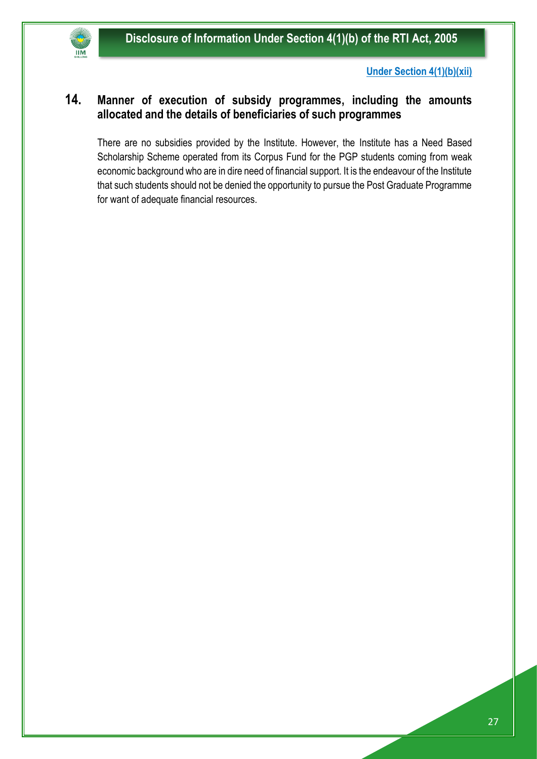Under Section 4(1)(b)(xii)

## 14. Manner of execution of subsidy programmes, including the amounts allocated and the details of beneficiaries of such programmes

There are no subsidies provided by the Institute. However, the Institute has a Need Based Scholarship Scheme operated from its Corpus Fund for the PGP students coming from weak economic background who are in dire need of financial support. It is the endeavour of the Institute that such students should not be denied the opportunity to pursue the Post Graduate Programme for want of adequate financial resources.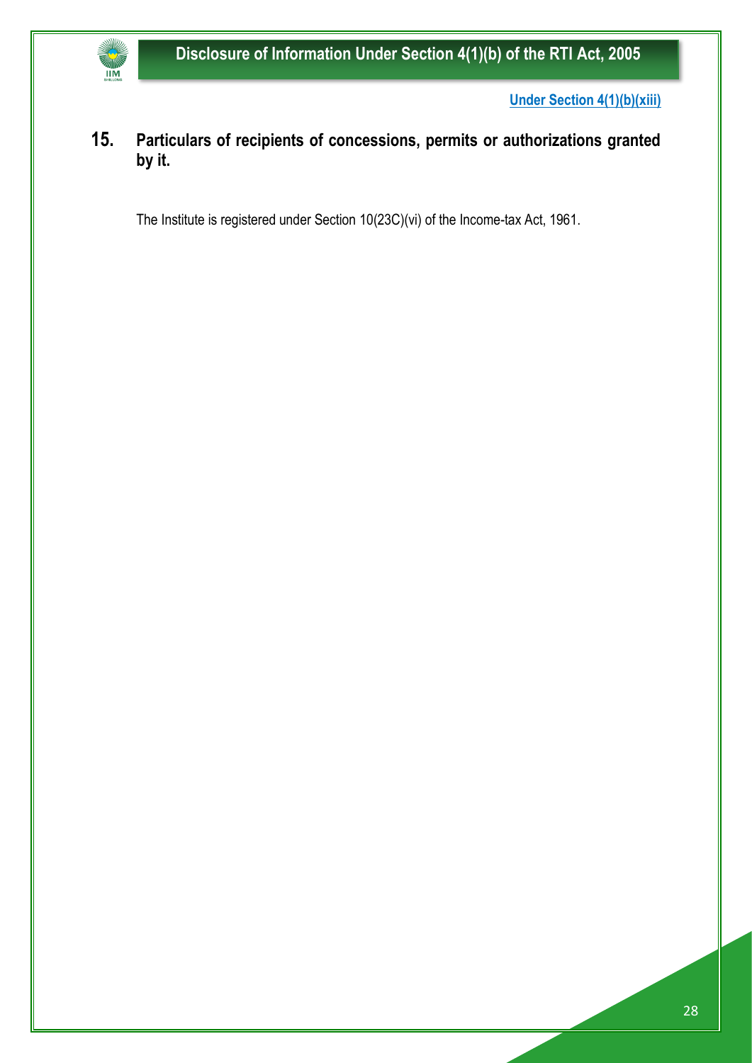Under Section 4(1)(b)(xiii)

## 15. Particulars of recipients of concessions, permits or authorizations granted by it.

The Institute is registered under Section 10(23C)(vi) of the Income-tax Act, 1961.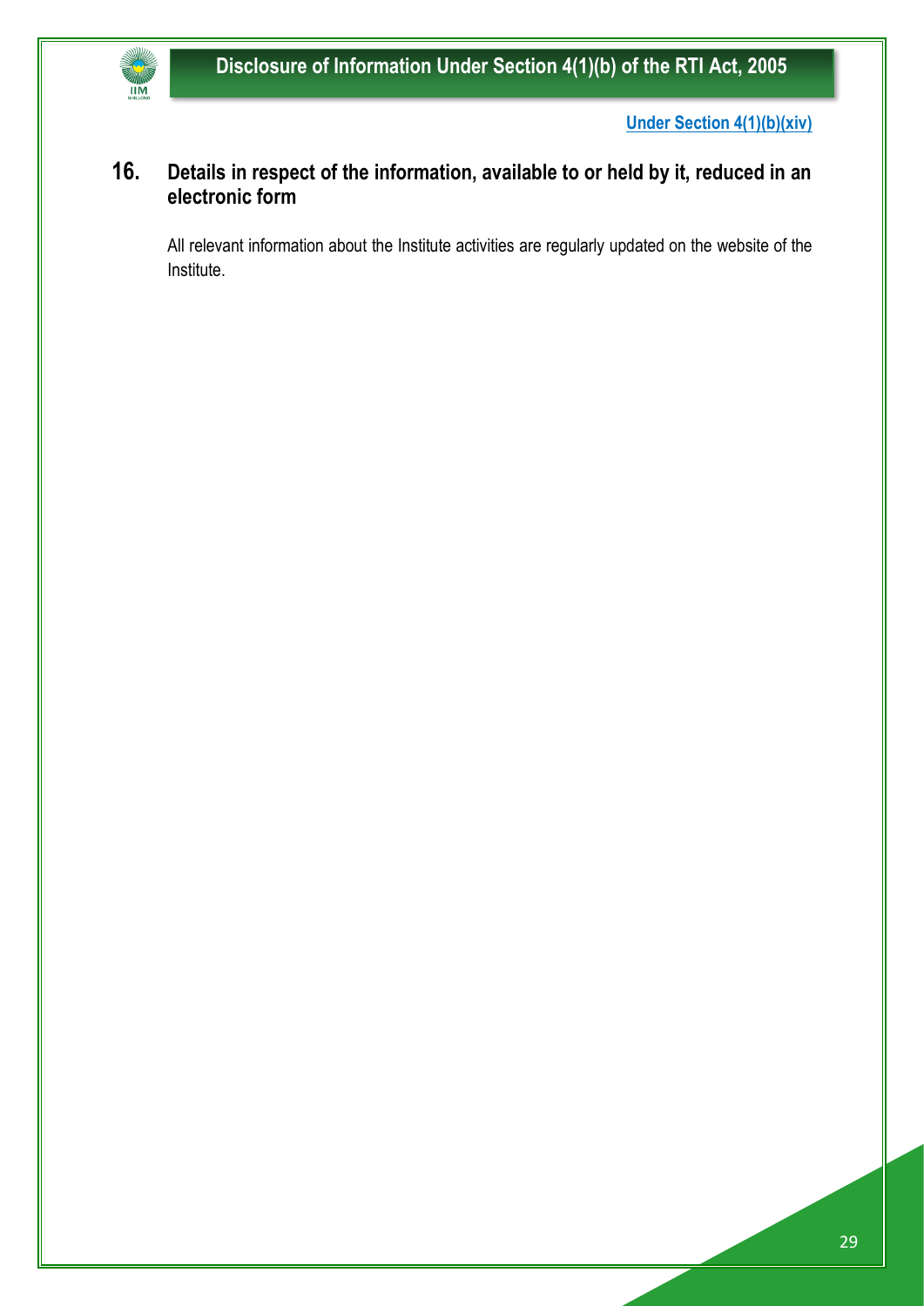Under Section 4(1)(b)(xiv)

## 16. Details in respect of the information, available to or held by it, reduced in an electronic form

All relevant information about the Institute activities are regularly updated on the website of the Institute.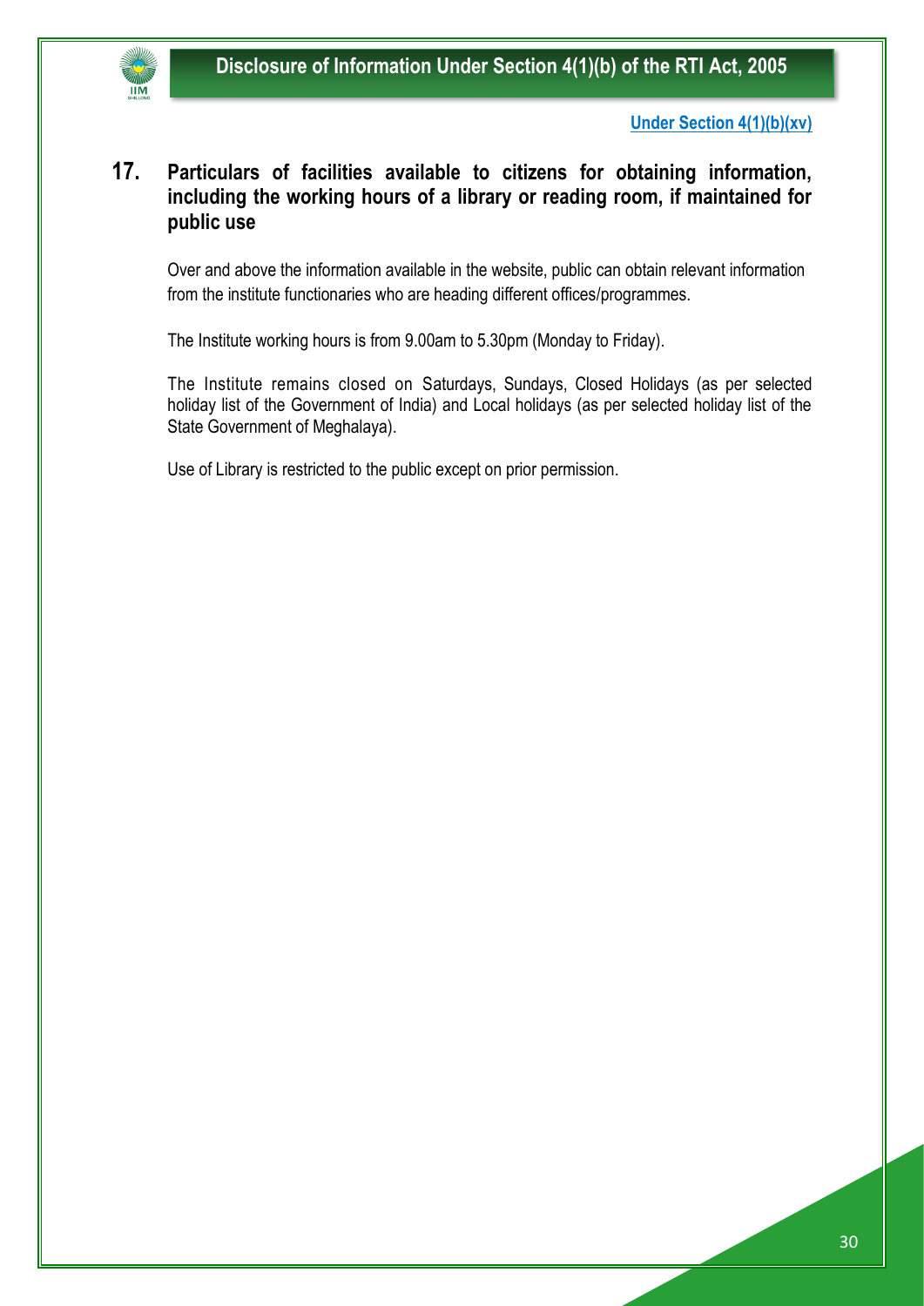**Under Section 4(1)(b)(xv)**

## 17. Particulars of facilities available to citizens for obtaining information, including the working hours of a library or reading room, if maintained for public use

Over and above the information available in the website, public can obtain relevant information from the institute functionaries who are heading different offices/programmes.

The Institute working hours is from 9.00am to 5.30pm (Monday to Friday).

The Institute remains closed on Saturdays, Sundays, Closed Holidays (as per selected holiday list of the Government of India) and Local holidays (as per selected holiday list of the State Government of Meghalaya).

Use of Library is restricted to the public except on prior permission.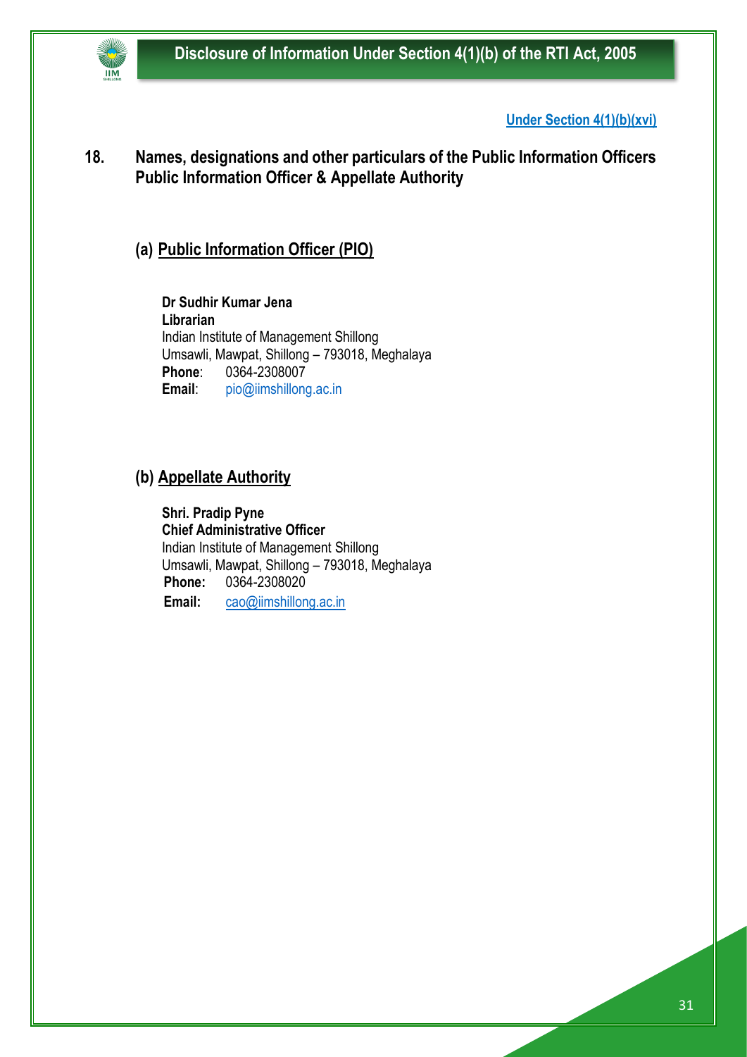Under Section 4(1)(b)(xvi)

## 18. Names, designations and other particulars of the Public Information Officers Public Information Officer & Appellate Authority

### (a) Public Information Officer (PIO)

**Dr Sudhir Kumar Jena**
**Librarian**
Indian Institute of Management Shillong
Umsawli, Mawpat, Shillong – 793018, Meghalaya
**Phone**: 0364-2308007
**Email**: pio@iimshillong.ac.in

### (b) Appellate Authority

**Shri. Pradip Pyne**
**Chief Administrative Officer**
Indian Institute of Management Shillong
Umsawli, Mawpat, Shillong – 793018, Meghalaya
**Phone:** 0364-2308020
**Email:** cao@iimshillong.ac.in